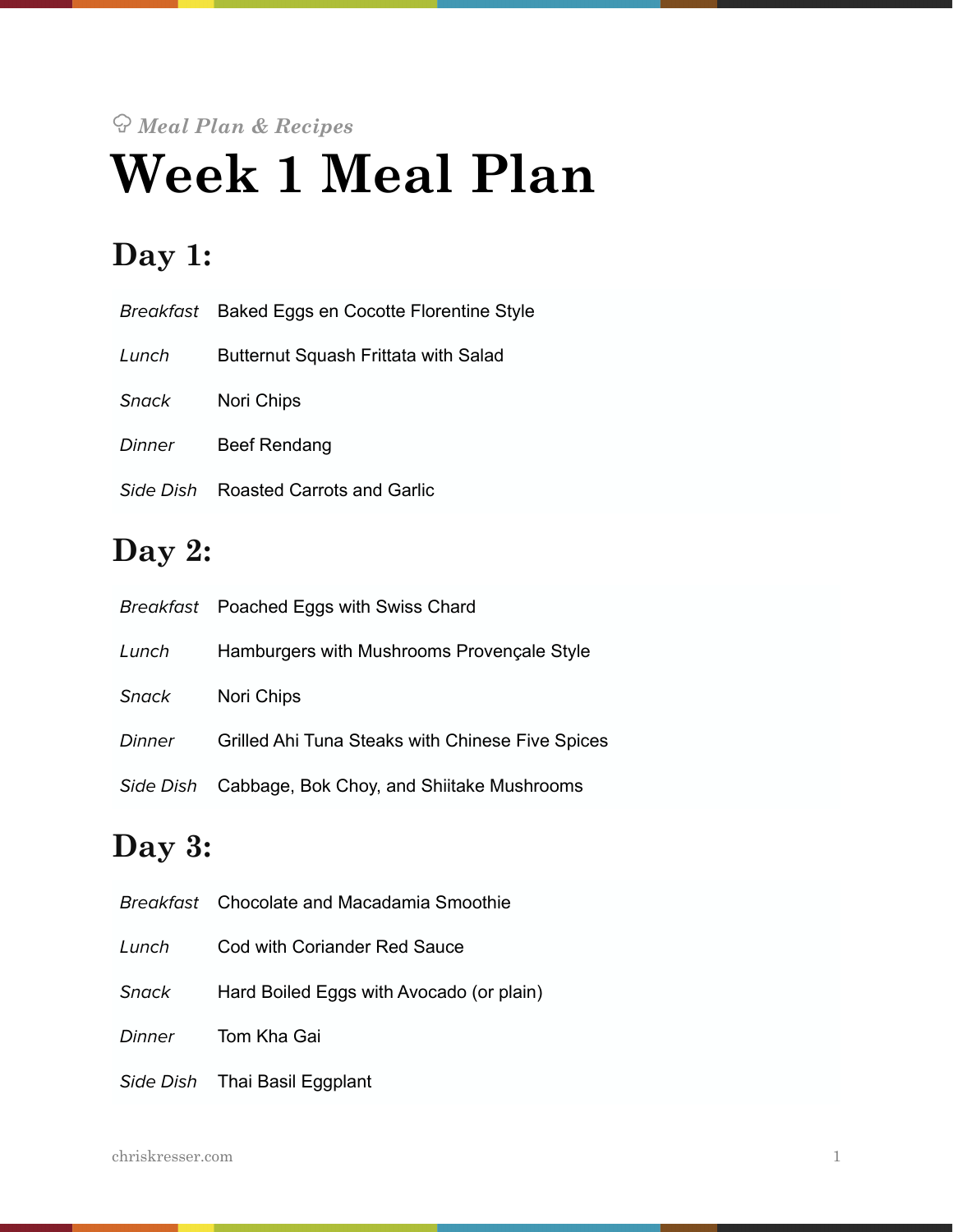*Meal Plan & Recipes*

# Week 1 Meal Plan

## Day 1:

| | |
|---|---|
| *Breakfast* | Baked Eggs en Cocotte Florentine Style |
| *Lunch* | Butternut Squash Frittata with Salad |
| *Snack* | Nori Chips |
| *Dinner* | Beef Rendang |
| *Side Dish* | Roasted Carrots and Garlic |

## Day 2:

| | |
|---|---|
| *Breakfast* | Poached Eggs with Swiss Chard |
| *Lunch* | Hamburgers with Mushrooms Provençale Style |
| *Snack* | Nori Chips |
| *Dinner* | Grilled Ahi Tuna Steaks with Chinese Five Spices |
| *Side Dish* | Cabbage, Bok Choy, and Shiitake Mushrooms |

## Day 3:

| | |
|---|---|
| *Breakfast* | Chocolate and Macadamia Smoothie |
| *Lunch* | Cod with Coriander Red Sauce |
| *Snack* | Hard Boiled Eggs with Avocado (or plain) |
| *Dinner* | Tom Kha Gai |
| *Side Dish* | Thai Basil Eggplant |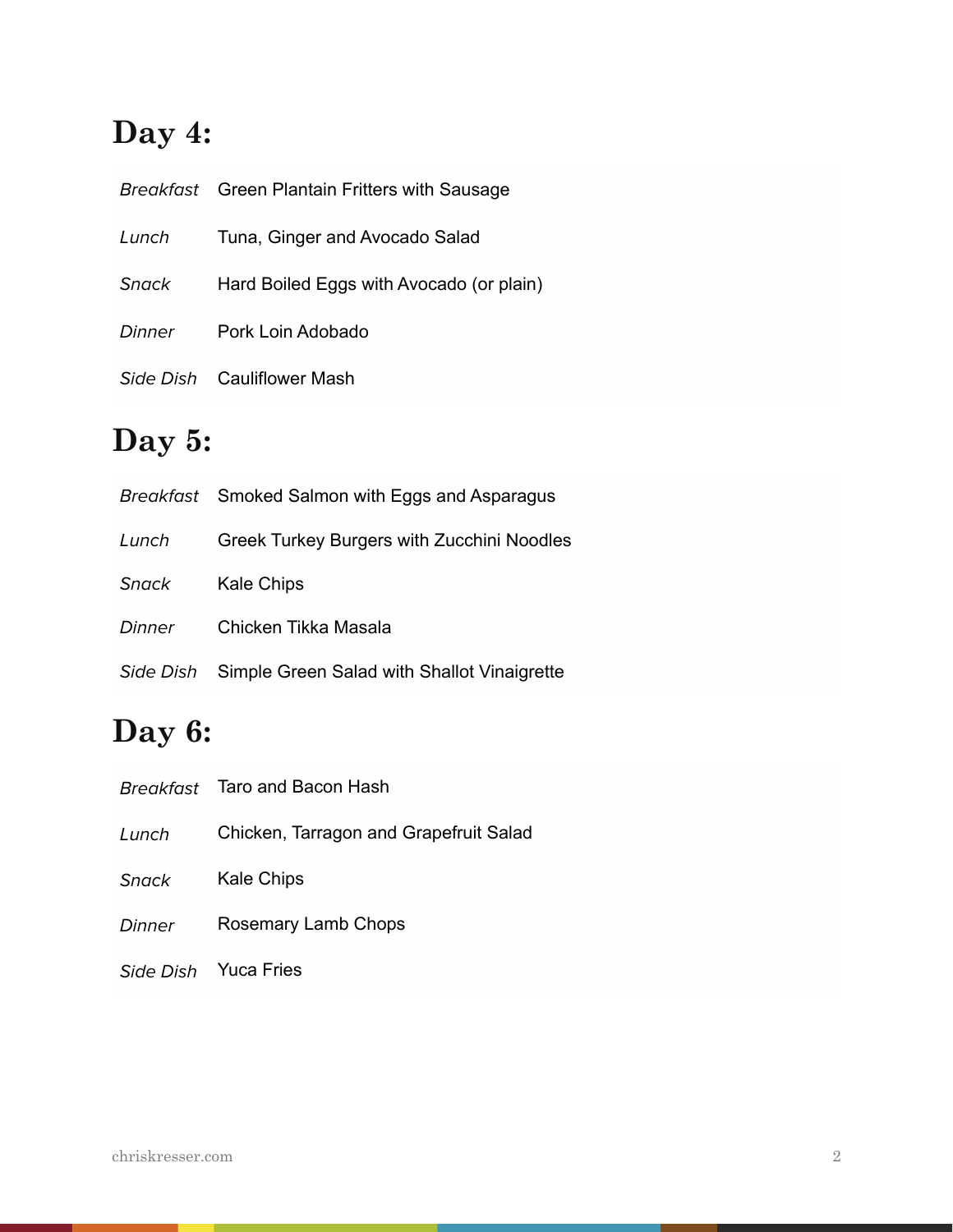## Day 4:

| | |
|---|---|
| *Breakfast* | Green Plantain Fritters with Sausage |
| *Lunch* | Tuna, Ginger and Avocado Salad |
| *Snack* | Hard Boiled Eggs with Avocado (or plain) |
| *Dinner* | Pork Loin Adobado |
| *Side Dish* | Cauliflower Mash |

## Day 5:

| | |
|---|---|
| *Breakfast* | Smoked Salmon with Eggs and Asparagus |
| *Lunch* | Greek Turkey Burgers with Zucchini Noodles |
| *Snack* | Kale Chips |
| *Dinner* | Chicken Tikka Masala |
| *Side Dish* | Simple Green Salad with Shallot Vinaigrette |

## Day 6:

| | |
|---|---|
| *Breakfast* | Taro and Bacon Hash |
| *Lunch* | Chicken, Tarragon and Grapefruit Salad |
| *Snack* | Kale Chips |
| *Dinner* | Rosemary Lamb Chops |
| *Side Dish* | Yuca Fries |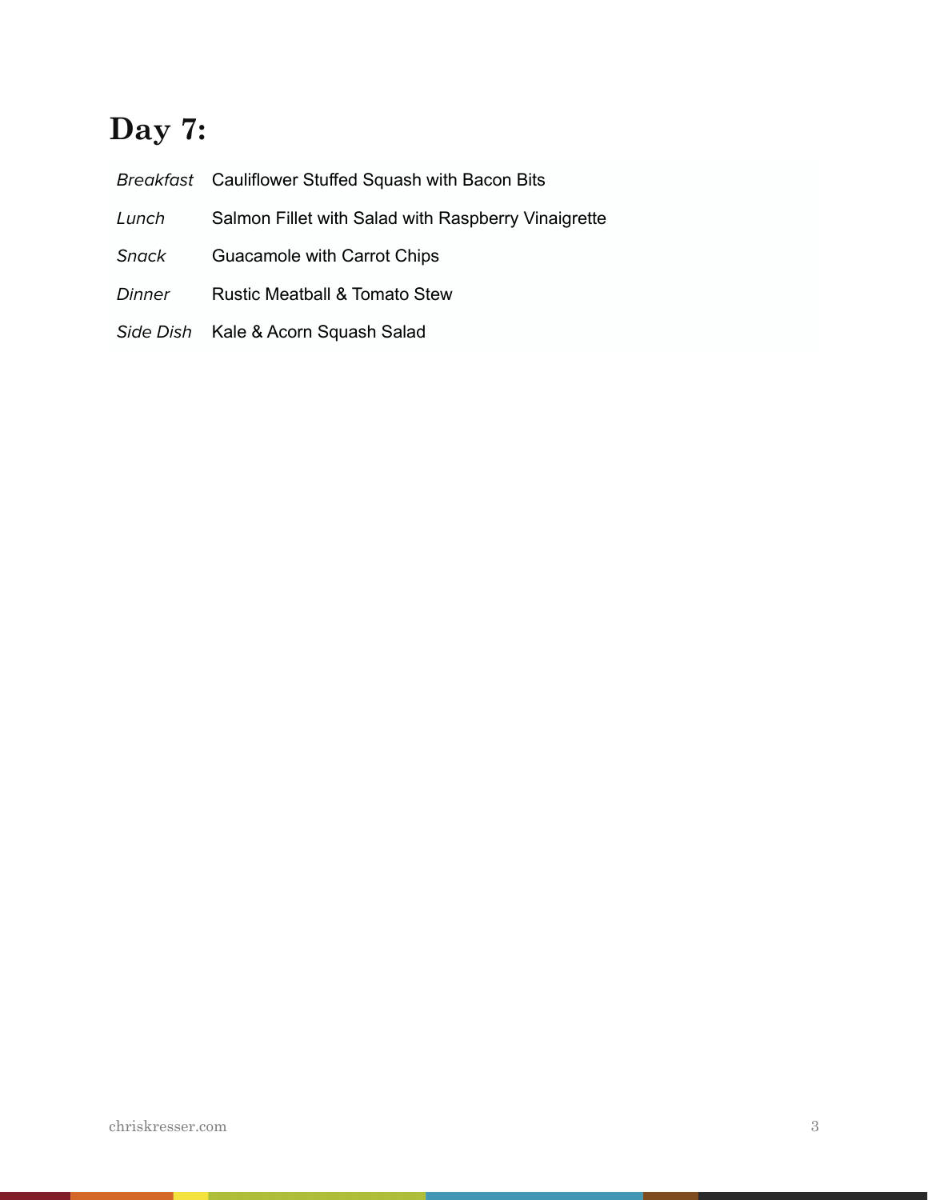## Day 7:

| | |
|---|---|
| *Breakfast* | Cauliflower Stuffed Squash with Bacon Bits |
| *Lunch* | Salmon Fillet with Salad with Raspberry Vinaigrette |
| *Snack* | Guacamole with Carrot Chips |
| *Dinner* | Rustic Meatball & Tomato Stew |
| *Side Dish* | Kale & Acorn Squash Salad |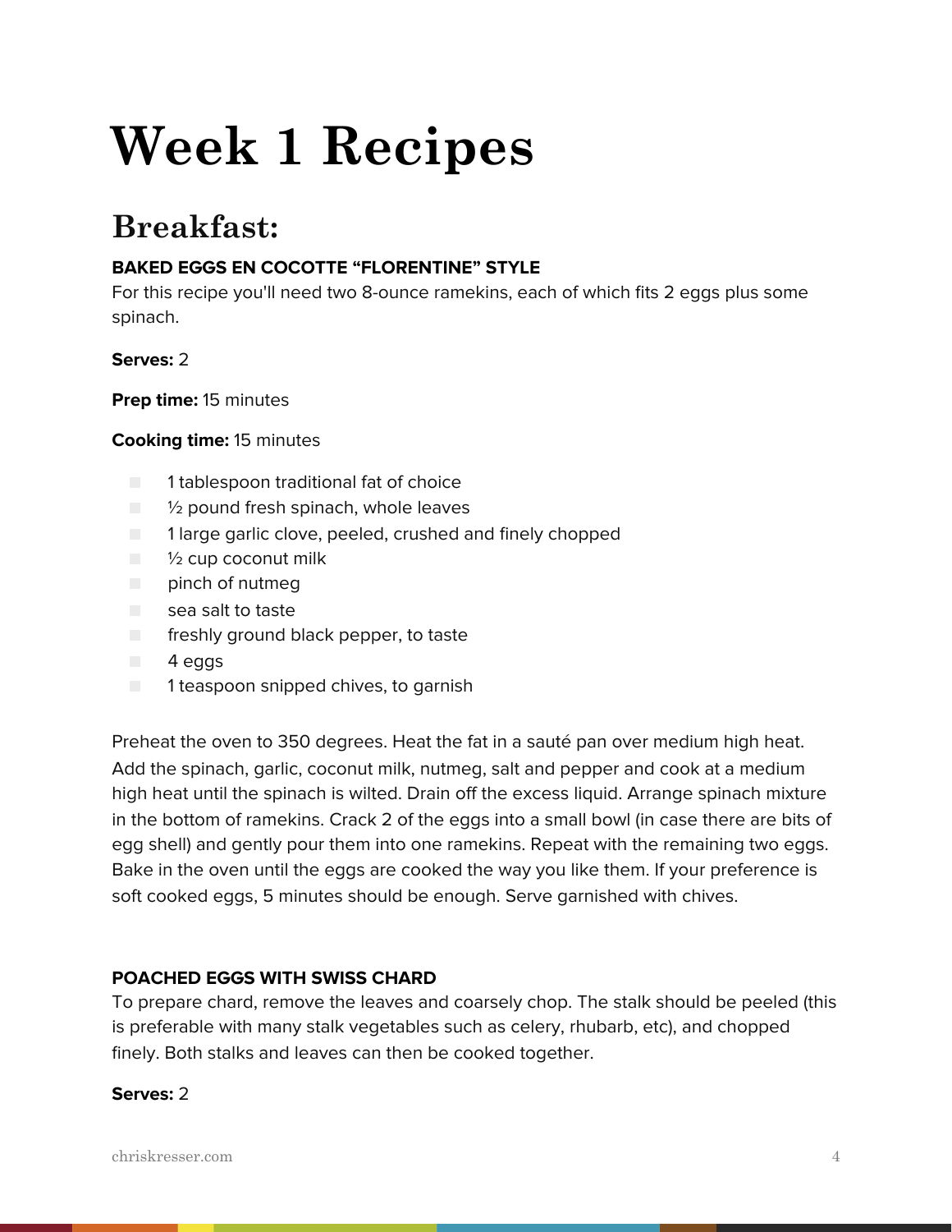# Week 1 Recipes

## Breakfast:

**BAKED EGGS EN COCOTTE "FLORENTINE" STYLE**

For this recipe you'll need two 8-ounce ramekins, each of which fits 2 eggs plus some spinach.

**Serves:** 2

**Prep time:** 15 minutes

**Cooking time:** 15 minutes

- 1 tablespoon traditional fat of choice
- ½ pound fresh spinach, whole leaves
- 1 large garlic clove, peeled, crushed and finely chopped
- ½ cup coconut milk
- pinch of nutmeg
- sea salt to taste
- freshly ground black pepper, to taste
- 4 eggs
- 1 teaspoon snipped chives, to garnish

Preheat the oven to 350 degrees. Heat the fat in a sauté pan over medium high heat. Add the spinach, garlic, coconut milk, nutmeg, salt and pepper and cook at a medium high heat until the spinach is wilted. Drain off the excess liquid. Arrange spinach mixture in the bottom of ramekins. Crack 2 of the eggs into a small bowl (in case there are bits of egg shell) and gently pour them into one ramekins. Repeat with the remaining two eggs. Bake in the oven until the eggs are cooked the way you like them. If your preference is soft cooked eggs, 5 minutes should be enough. Serve garnished with chives.

**POACHED EGGS WITH SWISS CHARD**

To prepare chard, remove the leaves and coarsely chop. The stalk should be peeled (this is preferable with many stalk vegetables such as celery, rhubarb, etc), and chopped finely. Both stalks and leaves can then be cooked together.

**Serves:** 2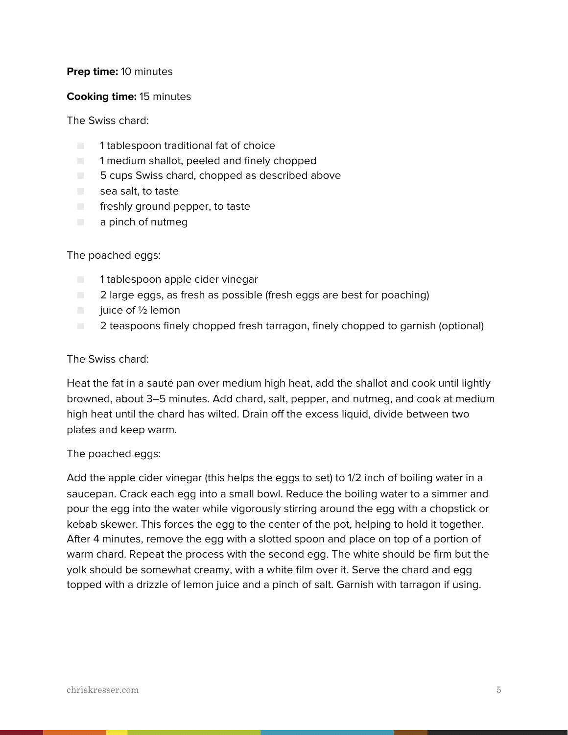**Prep time:** 10 minutes

**Cooking time:** 15 minutes

The Swiss chard:

- 1 tablespoon traditional fat of choice
- 1 medium shallot, peeled and finely chopped
- 5 cups Swiss chard, chopped as described above
- sea salt, to taste
- freshly ground pepper, to taste
- a pinch of nutmeg

The poached eggs:

- 1 tablespoon apple cider vinegar
- 2 large eggs, as fresh as possible (fresh eggs are best for poaching)
- juice of ½ lemon
- 2 teaspoons finely chopped fresh tarragon, finely chopped to garnish (optional)

The Swiss chard:

Heat the fat in a sauté pan over medium high heat, add the shallot and cook until lightly browned, about 3–5 minutes. Add chard, salt, pepper, and nutmeg, and cook at medium high heat until the chard has wilted. Drain off the excess liquid, divide between two plates and keep warm.

The poached eggs:

Add the apple cider vinegar (this helps the eggs to set) to 1/2 inch of boiling water in a saucepan. Crack each egg into a small bowl. Reduce the boiling water to a simmer and pour the egg into the water while vigorously stirring around the egg with a chopstick or kebab skewer. This forces the egg to the center of the pot, helping to hold it together. After 4 minutes, remove the egg with a slotted spoon and place on top of a portion of warm chard. Repeat the process with the second egg. The white should be firm but the yolk should be somewhat creamy, with a white film over it. Serve the chard and egg topped with a drizzle of lemon juice and a pinch of salt. Garnish with tarragon if using.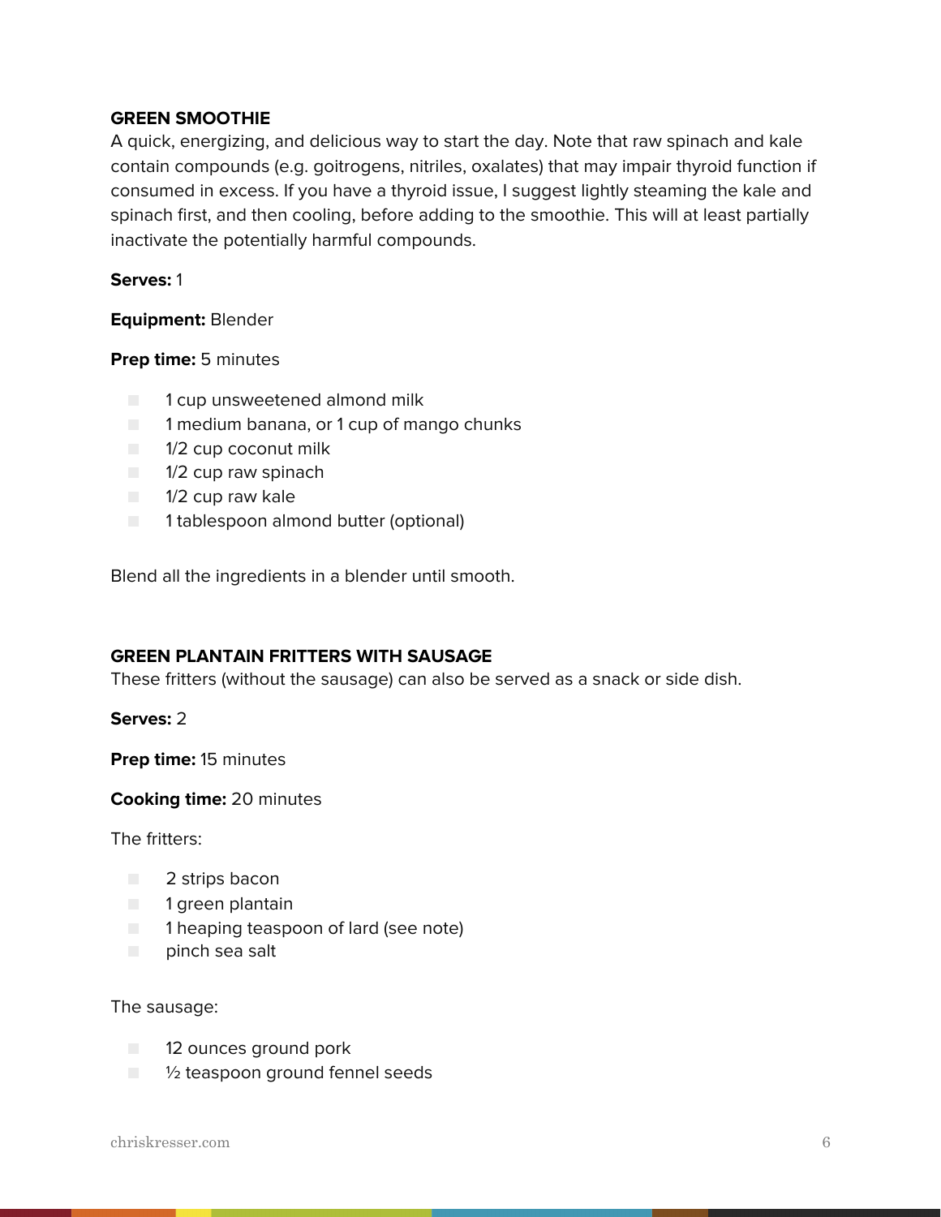### GREEN SMOOTHIE

A quick, energizing, and delicious way to start the day. Note that raw spinach and kale contain compounds (e.g. goitrogens, nitriles, oxalates) that may impair thyroid function if consumed in excess. If you have a thyroid issue, I suggest lightly steaming the kale and spinach first, and then cooling, before adding to the smoothie. This will at least partially inactivate the potentially harmful compounds.

**Serves:** 1

**Equipment:** Blender

**Prep time:** 5 minutes

- 1 cup unsweetened almond milk
- 1 medium banana, or 1 cup of mango chunks
- 1/2 cup coconut milk
- 1/2 cup raw spinach
- 1/2 cup raw kale
- 1 tablespoon almond butter (optional)

Blend all the ingredients in a blender until smooth.

### GREEN PLANTAIN FRITTERS WITH SAUSAGE

These fritters (without the sausage) can also be served as a snack or side dish.

**Serves:** 2

**Prep time:** 15 minutes

**Cooking time:** 20 minutes

The fritters:

- 2 strips bacon
- 1 green plantain
- 1 heaping teaspoon of lard (see note)
- pinch sea salt

The sausage:

- 12 ounces ground pork
- ½ teaspoon ground fennel seeds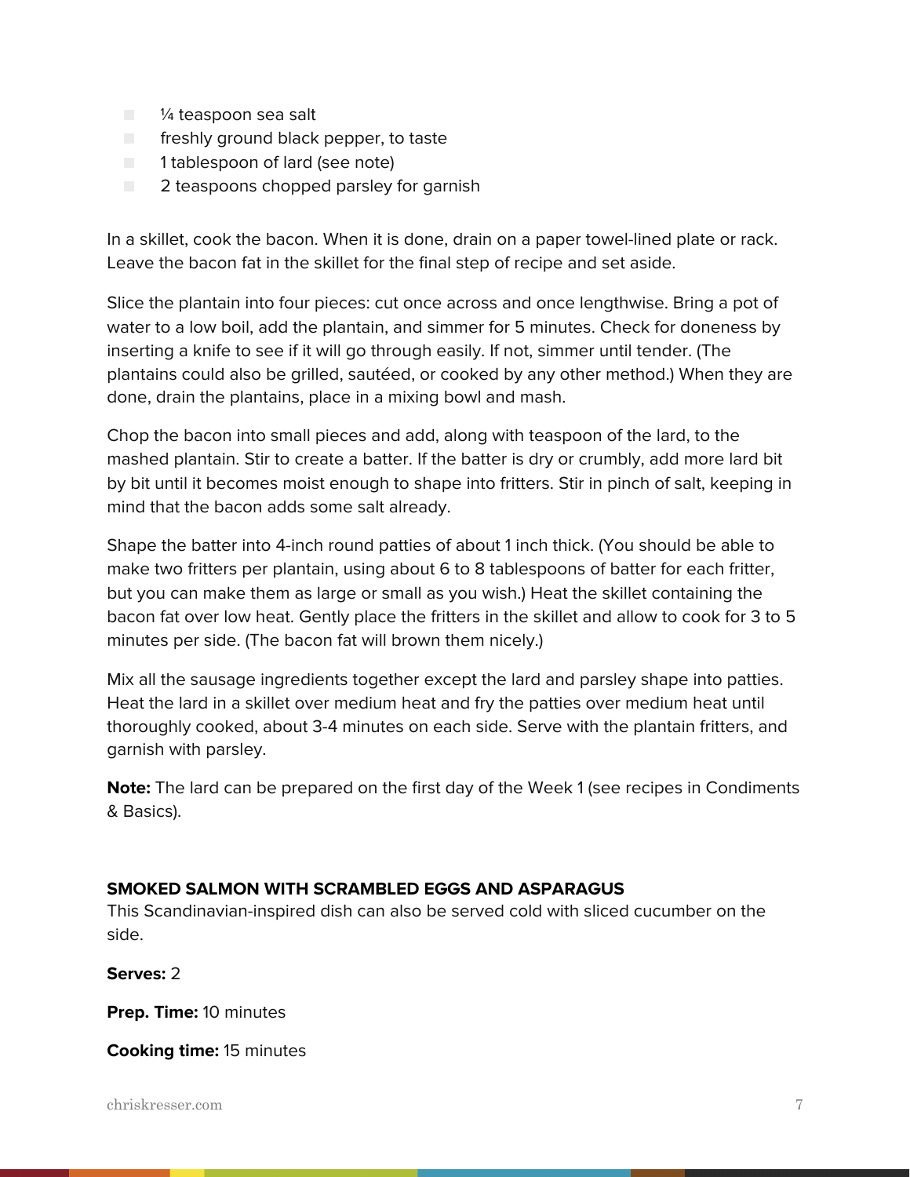- ¼ teaspoon sea salt
- freshly ground black pepper, to taste
- 1 tablespoon of lard (see note)
- 2 teaspoons chopped parsley for garnish

In a skillet, cook the bacon. When it is done, drain on a paper towel-lined plate or rack. Leave the bacon fat in the skillet for the final step of recipe and set aside.

Slice the plantain into four pieces: cut once across and once lengthwise. Bring a pot of water to a low boil, add the plantain, and simmer for 5 minutes. Check for doneness by inserting a knife to see if it will go through easily. If not, simmer until tender. (The plantains could also be grilled, sautéed, or cooked by any other method.) When they are done, drain the plantains, place in a mixing bowl and mash.

Chop the bacon into small pieces and add, along with teaspoon of the lard, to the mashed plantain. Stir to create a batter. If the batter is dry or crumbly, add more lard bit by bit until it becomes moist enough to shape into fritters. Stir in pinch of salt, keeping in mind that the bacon adds some salt already.

Shape the batter into 4-inch round patties of about 1 inch thick. (You should be able to make two fritters per plantain, using about 6 to 8 tablespoons of batter for each fritter, but you can make them as large or small as you wish.) Heat the skillet containing the bacon fat over low heat. Gently place the fritters in the skillet and allow to cook for 3 to 5 minutes per side. (The bacon fat will brown them nicely.)

Mix all the sausage ingredients together except the lard and parsley shape into patties. Heat the lard in a skillet over medium heat and fry the patties over medium heat until thoroughly cooked, about 3-4 minutes on each side. Serve with the plantain fritters, and garnish with parsley.

**Note:** The lard can be prepared on the first day of the Week 1 (see recipes in Condiments & Basics).

### SMOKED SALMON WITH SCRAMBLED EGGS AND ASPARAGUS

This Scandinavian-inspired dish can also be served cold with sliced cucumber on the side.

**Serves:** 2

**Prep. Time:** 10 minutes

**Cooking time:** 15 minutes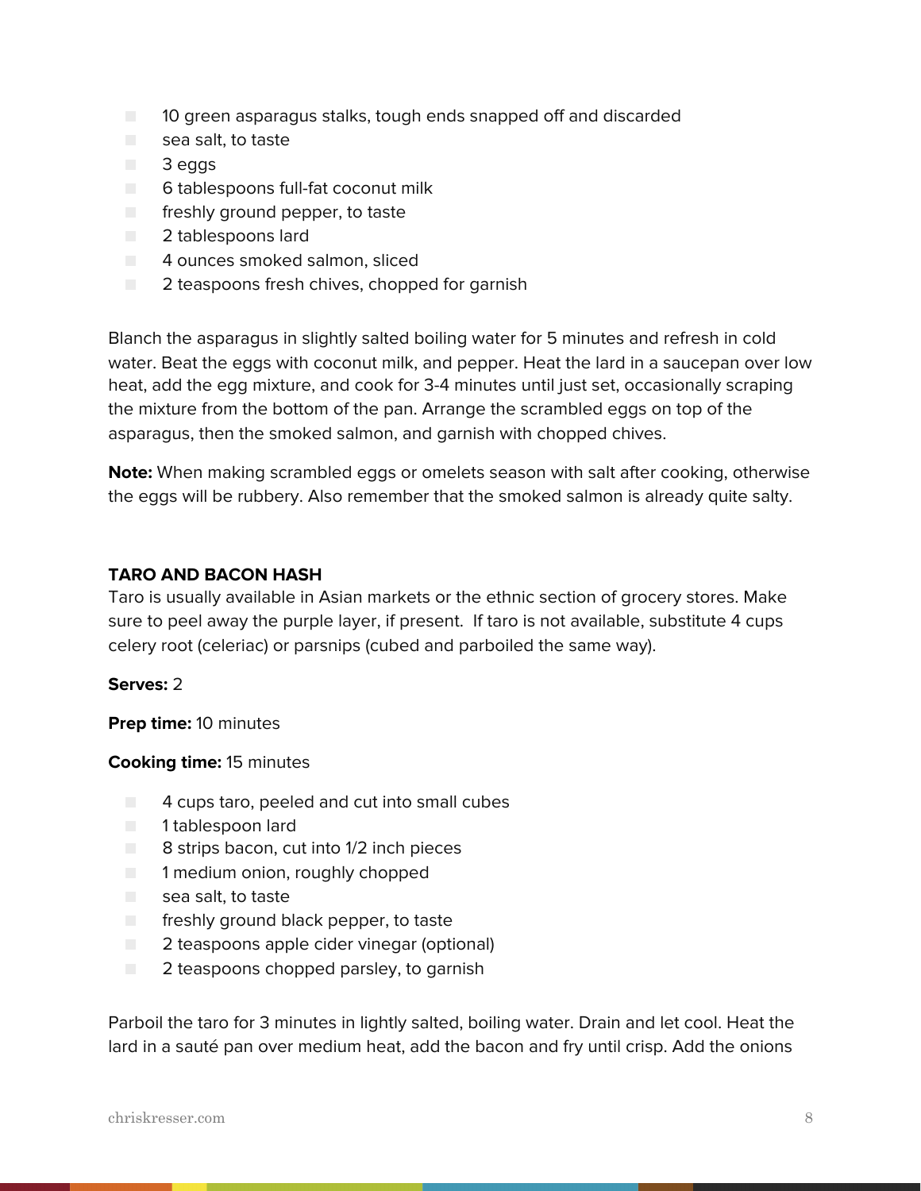- 10 green asparagus stalks, tough ends snapped off and discarded
- sea salt, to taste
- 3 eggs
- 6 tablespoons full-fat coconut milk
- freshly ground pepper, to taste
- 2 tablespoons lard
- 4 ounces smoked salmon, sliced
- 2 teaspoons fresh chives, chopped for garnish

Blanch the asparagus in slightly salted boiling water for 5 minutes and refresh in cold water. Beat the eggs with coconut milk, and pepper. Heat the lard in a saucepan over low heat, add the egg mixture, and cook for 3-4 minutes until just set, occasionally scraping the mixture from the bottom of the pan. Arrange the scrambled eggs on top of the asparagus, then the smoked salmon, and garnish with chopped chives.

**Note:** When making scrambled eggs or omelets season with salt after cooking, otherwise the eggs will be rubbery. Also remember that the smoked salmon is already quite salty.

### TARO AND BACON HASH

Taro is usually available in Asian markets or the ethnic section of grocery stores. Make sure to peel away the purple layer, if present. If taro is not available, substitute 4 cups celery root (celeriac) or parsnips (cubed and parboiled the same way).

**Serves:** 2

**Prep time:** 10 minutes

**Cooking time:** 15 minutes

- 4 cups taro, peeled and cut into small cubes
- 1 tablespoon lard
- 8 strips bacon, cut into 1/2 inch pieces
- 1 medium onion, roughly chopped
- sea salt, to taste
- freshly ground black pepper, to taste
- 2 teaspoons apple cider vinegar (optional)
- 2 teaspoons chopped parsley, to garnish

Parboil the taro for 3 minutes in lightly salted, boiling water. Drain and let cool. Heat the lard in a sauté pan over medium heat, add the bacon and fry until crisp. Add the onions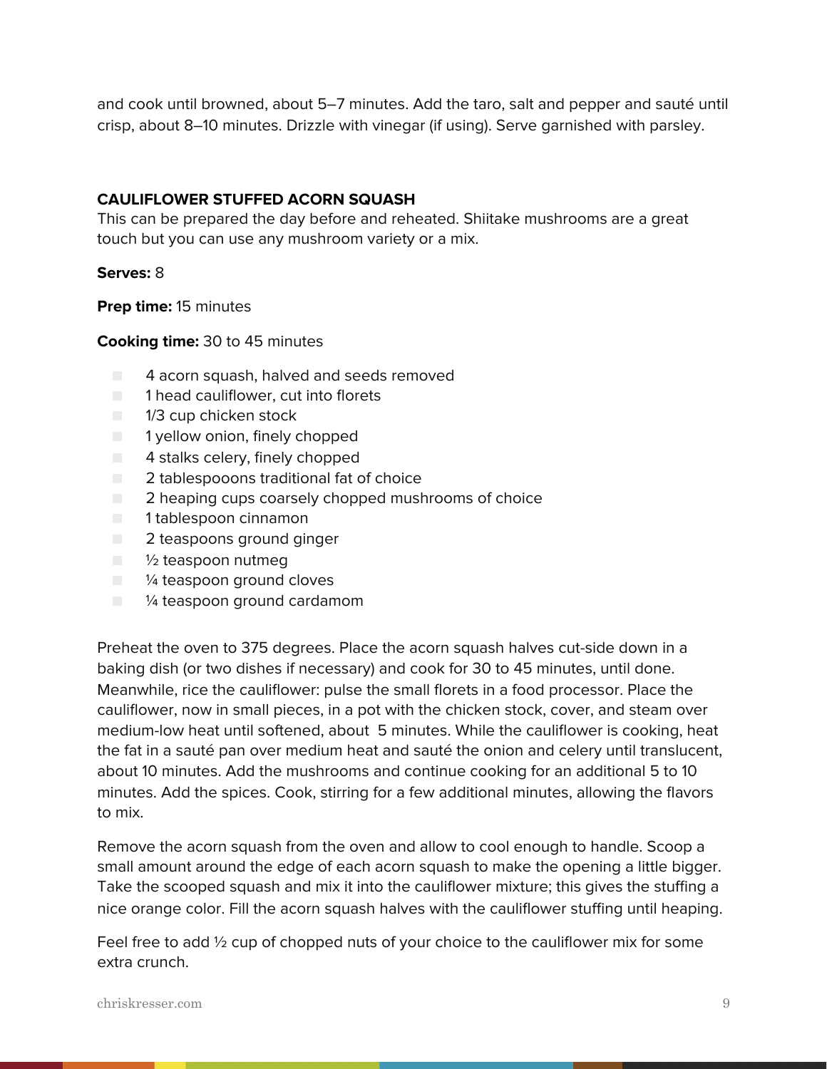and cook until browned, about 5–7 minutes. Add the taro, salt and pepper and sauté until crisp, about 8–10 minutes. Drizzle with vinegar (if using). Serve garnished with parsley.

### CAULIFLOWER STUFFED ACORN SQUASH

This can be prepared the day before and reheated. Shiitake mushrooms are a great touch but you can use any mushroom variety or a mix.

**Serves:** 8

**Prep time:** 15 minutes

**Cooking time:** 30 to 45 minutes

- 4 acorn squash, halved and seeds removed
- 1 head cauliflower, cut into florets
- 1/3 cup chicken stock
- 1 yellow onion, finely chopped
- 4 stalks celery, finely chopped
- 2 tablespooons traditional fat of choice
- 2 heaping cups coarsely chopped mushrooms of choice
- 1 tablespoon cinnamon
- 2 teaspoons ground ginger
- ½ teaspoon nutmeg
- ¼ teaspoon ground cloves
- ¼ teaspoon ground cardamom

Preheat the oven to 375 degrees. Place the acorn squash halves cut-side down in a baking dish (or two dishes if necessary) and cook for 30 to 45 minutes, until done. Meanwhile, rice the cauliflower: pulse the small florets in a food processor. Place the cauliflower, now in small pieces, in a pot with the chicken stock, cover, and steam over medium-low heat until softened, about 5 minutes. While the cauliflower is cooking, heat the fat in a sauté pan over medium heat and sauté the onion and celery until translucent, about 10 minutes. Add the mushrooms and continue cooking for an additional 5 to 10 minutes. Add the spices. Cook, stirring for a few additional minutes, allowing the flavors to mix.

Remove the acorn squash from the oven and allow to cool enough to handle. Scoop a small amount around the edge of each acorn squash to make the opening a little bigger. Take the scooped squash and mix it into the cauliflower mixture; this gives the stuffing a nice orange color. Fill the acorn squash halves with the cauliflower stuffing until heaping.

Feel free to add ½ cup of chopped nuts of your choice to the cauliflower mix for some extra crunch.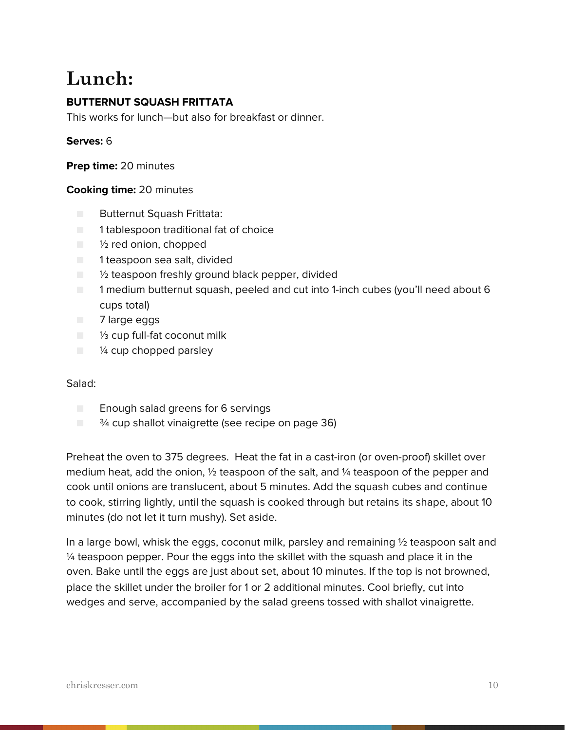# Lunch:

**BUTTERNUT SQUASH FRITTATA**

This works for lunch—but also for breakfast or dinner.

**Serves:** 6

**Prep time:** 20 minutes

**Cooking time:** 20 minutes

- Butternut Squash Frittata:
- 1 tablespoon traditional fat of choice
- ½ red onion, chopped
- 1 teaspoon sea salt, divided
- ½ teaspoon freshly ground black pepper, divided
- 1 medium butternut squash, peeled and cut into 1-inch cubes (you'll need about 6 cups total)
- 7 large eggs
- ⅓ cup full-fat coconut milk
- ¼ cup chopped parsley

Salad:

- Enough salad greens for 6 servings
- ¾ cup shallot vinaigrette (see recipe on page 36)

Preheat the oven to 375 degrees. Heat the fat in a cast-iron (or oven-proof) skillet over medium heat, add the onion, ½ teaspoon of the salt, and ¼ teaspoon of the pepper and cook until onions are translucent, about 5 minutes. Add the squash cubes and continue to cook, stirring lightly, until the squash is cooked through but retains its shape, about 10 minutes (do not let it turn mushy). Set aside.

In a large bowl, whisk the eggs, coconut milk, parsley and remaining ½ teaspoon salt and ¼ teaspoon pepper. Pour the eggs into the skillet with the squash and place it in the oven. Bake until the eggs are just about set, about 10 minutes. If the top is not browned, place the skillet under the broiler for 1 or 2 additional minutes. Cool briefly, cut into wedges and serve, accompanied by the salad greens tossed with shallot vinaigrette.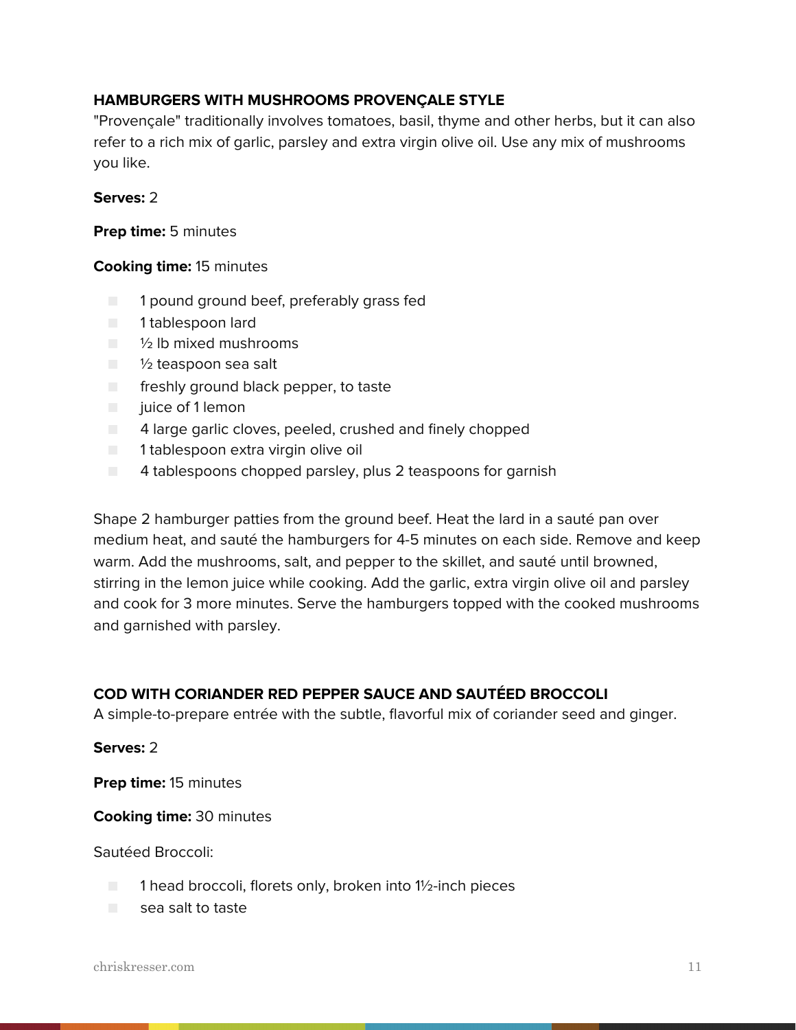### HAMBURGERS WITH MUSHROOMS PROVENÇALE STYLE

"Provençale" traditionally involves tomatoes, basil, thyme and other herbs, but it can also refer to a rich mix of garlic, parsley and extra virgin olive oil. Use any mix of mushrooms you like.

**Serves:** 2

**Prep time:** 5 minutes

**Cooking time:** 15 minutes

- 1 pound ground beef, preferably grass fed
- 1 tablespoon lard
- ½ lb mixed mushrooms
- ½ teaspoon sea salt
- freshly ground black pepper, to taste
- juice of 1 lemon
- 4 large garlic cloves, peeled, crushed and finely chopped
- 1 tablespoon extra virgin olive oil
- 4 tablespoons chopped parsley, plus 2 teaspoons for garnish

Shape 2 hamburger patties from the ground beef. Heat the lard in a sauté pan over medium heat, and sauté the hamburgers for 4-5 minutes on each side. Remove and keep warm. Add the mushrooms, salt, and pepper to the skillet, and sauté until browned, stirring in the lemon juice while cooking. Add the garlic, extra virgin olive oil and parsley and cook for 3 more minutes. Serve the hamburgers topped with the cooked mushrooms and garnished with parsley.

### COD WITH CORIANDER RED PEPPER SAUCE AND SAUTÉED BROCCOLI

A simple-to-prepare entrée with the subtle, flavorful mix of coriander seed and ginger.

**Serves:** 2

**Prep time:** 15 minutes

**Cooking time:** 30 minutes

Sautéed Broccoli:

- 1 head broccoli, florets only, broken into 1½-inch pieces
- sea salt to taste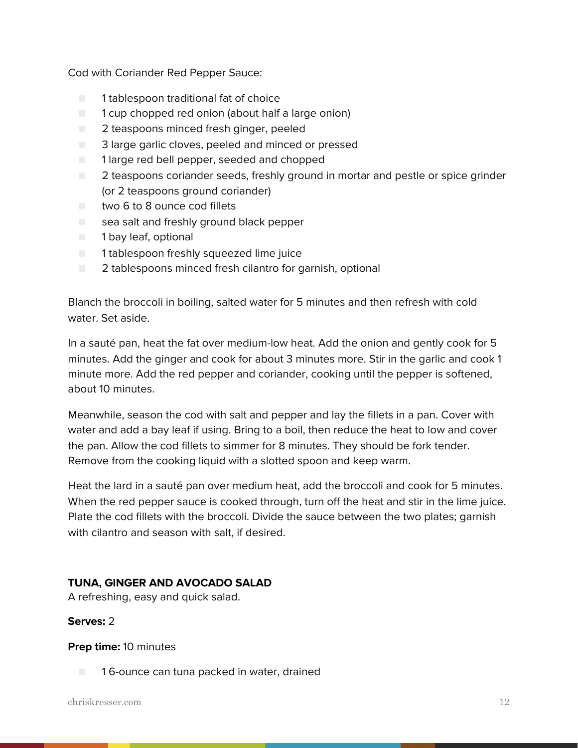Cod with Coriander Red Pepper Sauce:

- 1 tablespoon traditional fat of choice
- 1 cup chopped red onion (about half a large onion)
- 2 teaspoons minced fresh ginger, peeled
- 3 large garlic cloves, peeled and minced or pressed
- 1 large red bell pepper, seeded and chopped
- 2 teaspoons coriander seeds, freshly ground in mortar and pestle or spice grinder (or 2 teaspoons ground coriander)
- two 6 to 8 ounce cod fillets
- sea salt and freshly ground black pepper
- 1 bay leaf, optional
- 1 tablespoon freshly squeezed lime juice
- 2 tablespoons minced fresh cilantro for garnish, optional

Blanch the broccoli in boiling, salted water for 5 minutes and then refresh with cold water. Set aside.

In a sauté pan, heat the fat over medium-low heat. Add the onion and gently cook for 5 minutes. Add the ginger and cook for about 3 minutes more. Stir in the garlic and cook 1 minute more. Add the red pepper and coriander, cooking until the pepper is softened, about 10 minutes.

Meanwhile, season the cod with salt and pepper and lay the fillets in a pan. Cover with water and add a bay leaf if using. Bring to a boil, then reduce the heat to low and cover the pan. Allow the cod fillets to simmer for 8 minutes. They should be fork tender. Remove from the cooking liquid with a slotted spoon and keep warm.

Heat the lard in a sauté pan over medium heat, add the broccoli and cook for 5 minutes. When the red pepper sauce is cooked through, turn off the heat and stir in the lime juice. Plate the cod fillets with the broccoli. Divide the sauce between the two plates; garnish with cilantro and season with salt, if desired.

**TUNA, GINGER AND AVOCADO SALAD**

A refreshing, easy and quick salad.

**Serves:** 2

**Prep time:** 10 minutes

- 1 6-ounce can tuna packed in water, drained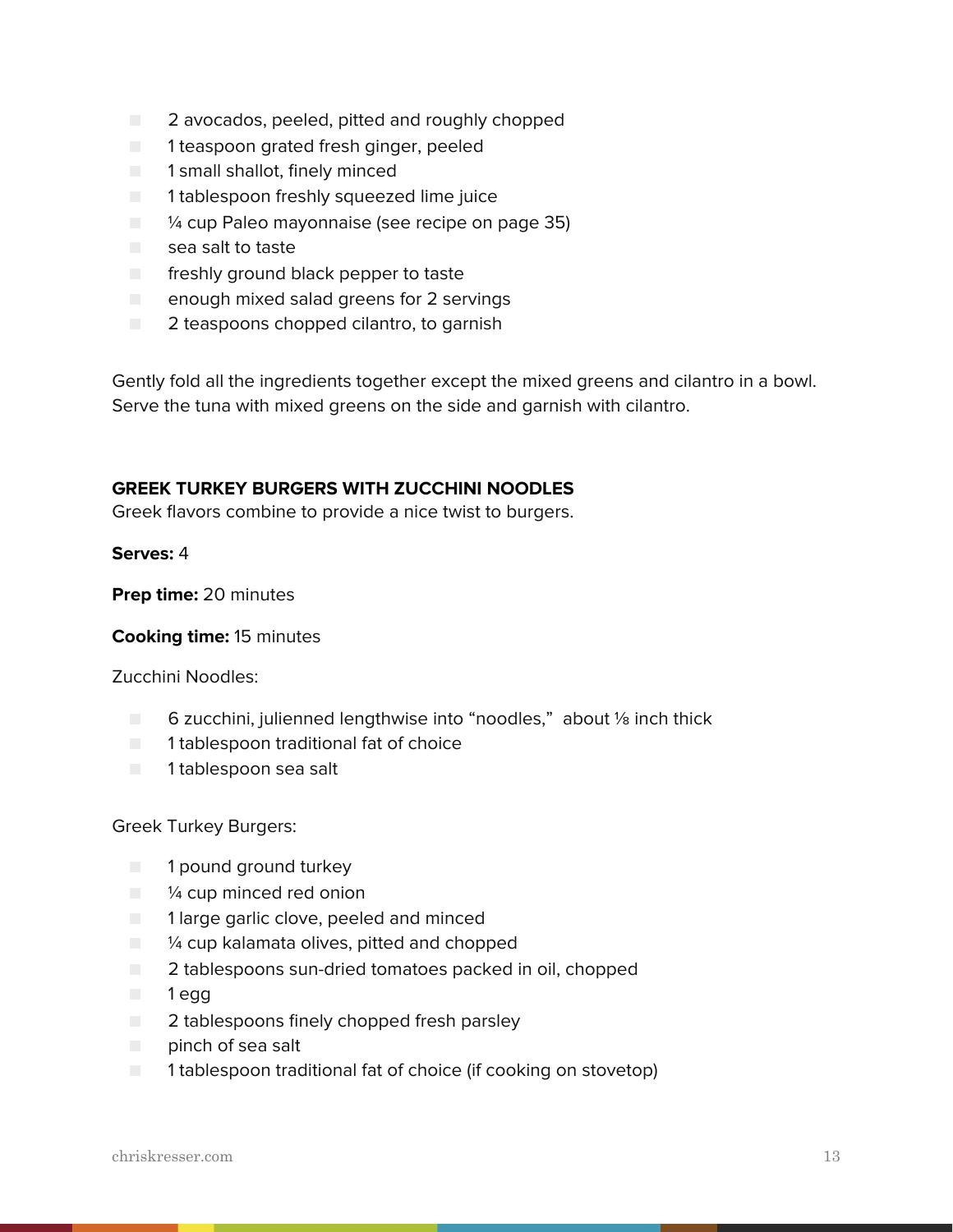- 2 avocados, peeled, pitted and roughly chopped
- 1 teaspoon grated fresh ginger, peeled
- 1 small shallot, finely minced
- 1 tablespoon freshly squeezed lime juice
- ¼ cup Paleo mayonnaise (see recipe on page 35)
- sea salt to taste
- freshly ground black pepper to taste
- enough mixed salad greens for 2 servings
- 2 teaspoons chopped cilantro, to garnish

Gently fold all the ingredients together except the mixed greens and cilantro in a bowl. Serve the tuna with mixed greens on the side and garnish with cilantro.

### GREEK TURKEY BURGERS WITH ZUCCHINI NOODLES

Greek flavors combine to provide a nice twist to burgers.

**Serves:** 4

**Prep time:** 20 minutes

**Cooking time:** 15 minutes

Zucchini Noodles:

- 6 zucchini, julienned lengthwise into "noodles," about ⅛ inch thick
- 1 tablespoon traditional fat of choice
- 1 tablespoon sea salt

Greek Turkey Burgers:

- 1 pound ground turkey
- ¼ cup minced red onion
- 1 large garlic clove, peeled and minced
- ¼ cup kalamata olives, pitted and chopped
- 2 tablespoons sun-dried tomatoes packed in oil, chopped
- 1 egg
- 2 tablespoons finely chopped fresh parsley
- pinch of sea salt
- 1 tablespoon traditional fat of choice (if cooking on stovetop)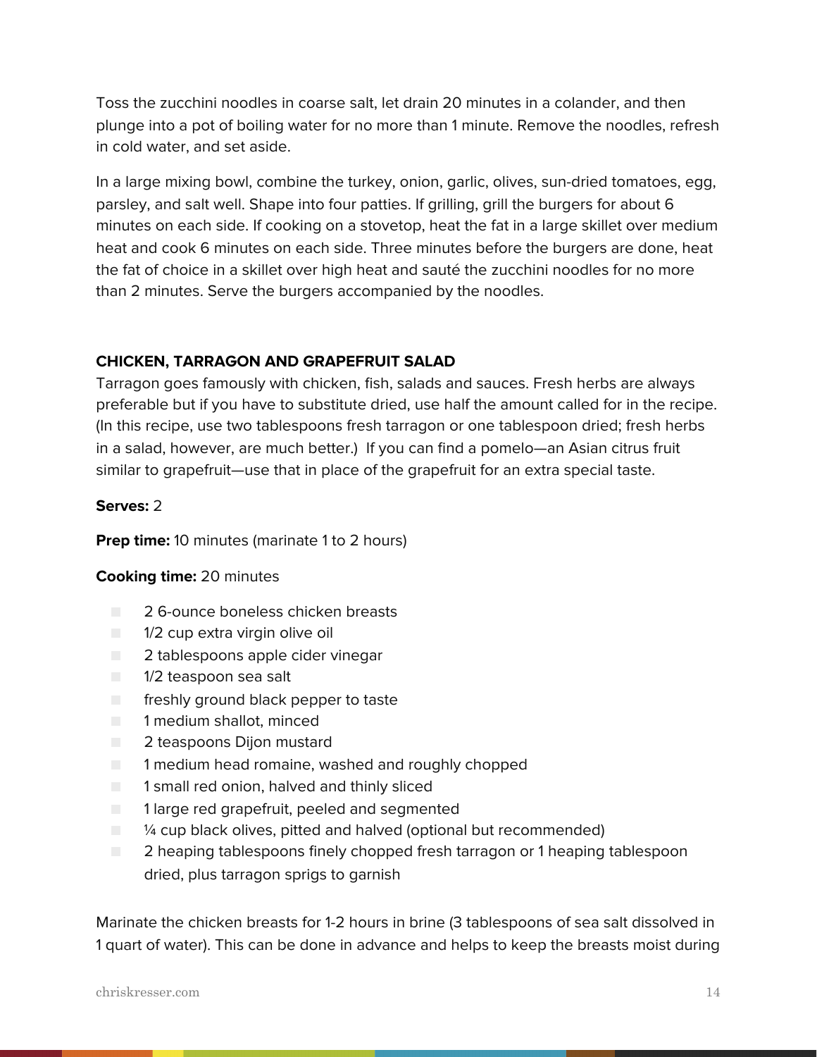Toss the zucchini noodles in coarse salt, let drain 20 minutes in a colander, and then plunge into a pot of boiling water for no more than 1 minute. Remove the noodles, refresh in cold water, and set aside.

In a large mixing bowl, combine the turkey, onion, garlic, olives, sun-dried tomatoes, egg, parsley, and salt well. Shape into four patties. If grilling, grill the burgers for about 6 minutes on each side. If cooking on a stovetop, heat the fat in a large skillet over medium heat and cook 6 minutes on each side. Three minutes before the burgers are done, heat the fat of choice in a skillet over high heat and sauté the zucchini noodles for no more than 2 minutes. Serve the burgers accompanied by the noodles.

### CHICKEN, TARRAGON AND GRAPEFRUIT SALAD

Tarragon goes famously with chicken, fish, salads and sauces. Fresh herbs are always preferable but if you have to substitute dried, use half the amount called for in the recipe. (In this recipe, use two tablespoons fresh tarragon or one tablespoon dried; fresh herbs in a salad, however, are much better.) If you can find a pomelo—an Asian citrus fruit similar to grapefruit—use that in place of the grapefruit for an extra special taste.

**Serves:** 2

**Prep time:** 10 minutes (marinate 1 to 2 hours)

**Cooking time:** 20 minutes

- 2 6-ounce boneless chicken breasts
- 1/2 cup extra virgin olive oil
- 2 tablespoons apple cider vinegar
- 1/2 teaspoon sea salt
- freshly ground black pepper to taste
- 1 medium shallot, minced
- 2 teaspoons Dijon mustard
- 1 medium head romaine, washed and roughly chopped
- 1 small red onion, halved and thinly sliced
- 1 large red grapefruit, peeled and segmented
- ¼ cup black olives, pitted and halved (optional but recommended)
- 2 heaping tablespoons finely chopped fresh tarragon or 1 heaping tablespoon dried, plus tarragon sprigs to garnish

Marinate the chicken breasts for 1-2 hours in brine (3 tablespoons of sea salt dissolved in 1 quart of water). This can be done in advance and helps to keep the breasts moist during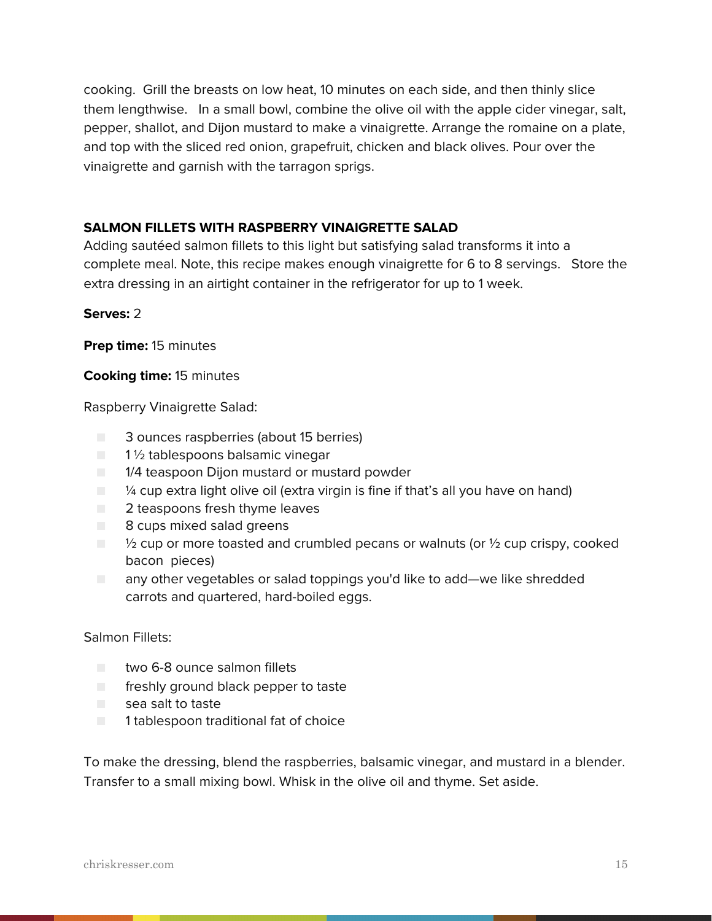cooking. Grill the breasts on low heat, 10 minutes on each side, and then thinly slice them lengthwise. In a small bowl, combine the olive oil with the apple cider vinegar, salt, pepper, shallot, and Dijon mustard to make a vinaigrette. Arrange the romaine on a plate, and top with the sliced red onion, grapefruit, chicken and black olives. Pour over the vinaigrette and garnish with the tarragon sprigs.

## SALMON FILLETS WITH RASPBERRY VINAIGRETTE SALAD

Adding sautéed salmon fillets to this light but satisfying salad transforms it into a complete meal. Note, this recipe makes enough vinaigrette for 6 to 8 servings. Store the extra dressing in an airtight container in the refrigerator for up to 1 week.

**Serves:** 2

**Prep time:** 15 minutes

**Cooking time:** 15 minutes

Raspberry Vinaigrette Salad:

- 3 ounces raspberries (about 15 berries)
- 1 ½ tablespoons balsamic vinegar
- 1/4 teaspoon Dijon mustard or mustard powder
- ¼ cup extra light olive oil (extra virgin is fine if that's all you have on hand)
- 2 teaspoons fresh thyme leaves
- 8 cups mixed salad greens
- ½ cup or more toasted and crumbled pecans or walnuts (or ½ cup crispy, cooked bacon pieces)
- any other vegetables or salad toppings you'd like to add—we like shredded carrots and quartered, hard-boiled eggs.

Salmon Fillets:

- two 6-8 ounce salmon fillets
- freshly ground black pepper to taste
- sea salt to taste
- 1 tablespoon traditional fat of choice

To make the dressing, blend the raspberries, balsamic vinegar, and mustard in a blender. Transfer to a small mixing bowl. Whisk in the olive oil and thyme. Set aside.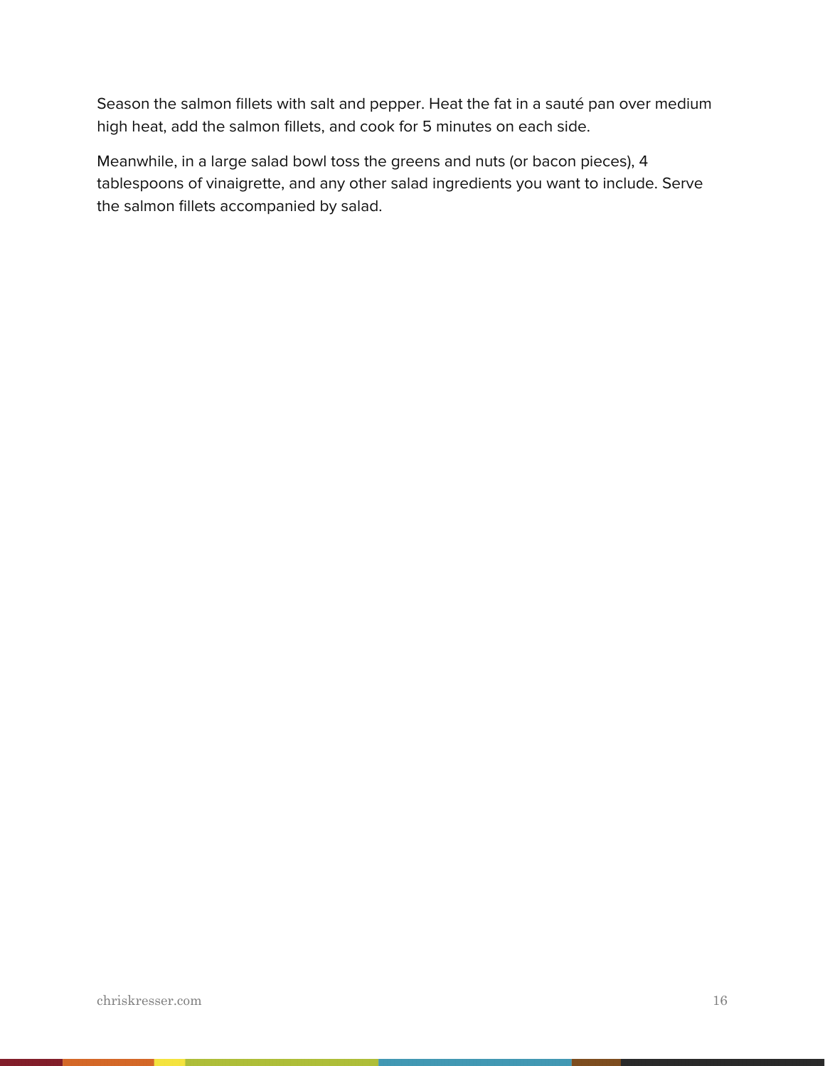Season the salmon fillets with salt and pepper. Heat the fat in a sauté pan over medium high heat, add the salmon fillets, and cook for 5 minutes on each side.

Meanwhile, in a large salad bowl toss the greens and nuts (or bacon pieces), 4 tablespoons of vinaigrette, and any other salad ingredients you want to include. Serve the salmon fillets accompanied by salad.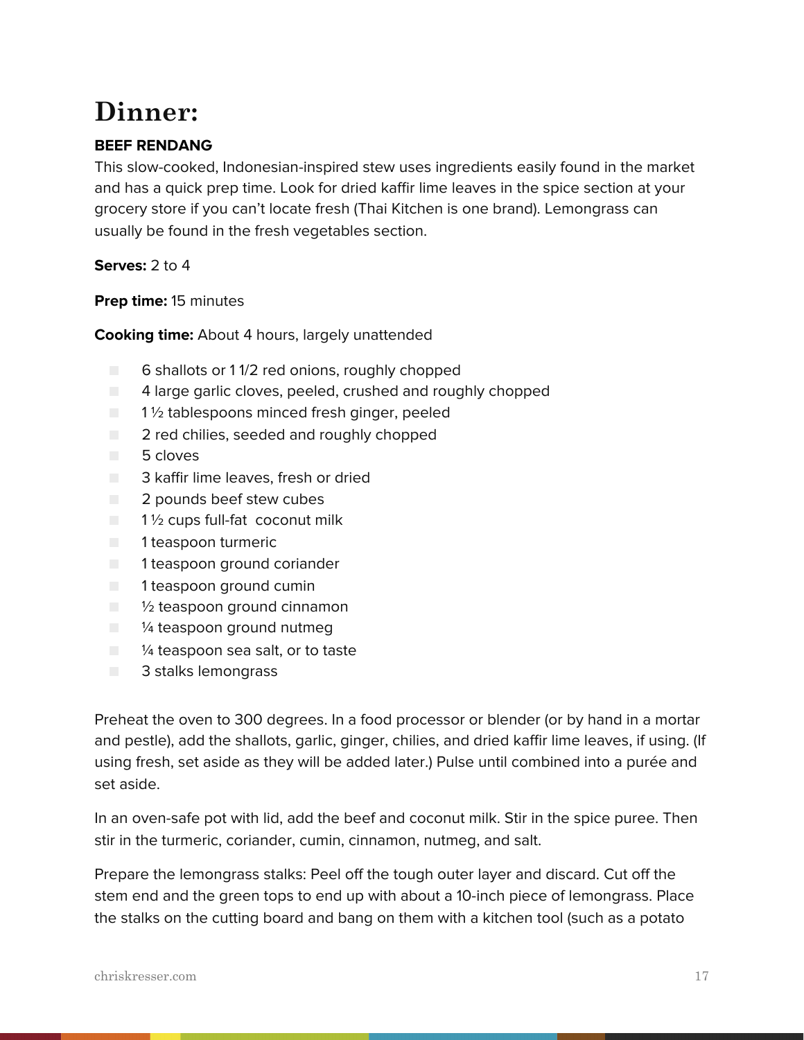# Dinner:

**BEEF RENDANG**

This slow-cooked, Indonesian-inspired stew uses ingredients easily found in the market and has a quick prep time. Look for dried kaffir lime leaves in the spice section at your grocery store if you can't locate fresh (Thai Kitchen is one brand). Lemongrass can usually be found in the fresh vegetables section.

**Serves:** 2 to 4

**Prep time:** 15 minutes

**Cooking time:** About 4 hours, largely unattended

- 6 shallots or 1 1/2 red onions, roughly chopped
- 4 large garlic cloves, peeled, crushed and roughly chopped
- 1 ½ tablespoons minced fresh ginger, peeled
- 2 red chilies, seeded and roughly chopped
- 5 cloves
- 3 kaffir lime leaves, fresh or dried
- 2 pounds beef stew cubes
- 1 ½ cups full-fat coconut milk
- 1 teaspoon turmeric
- 1 teaspoon ground coriander
- 1 teaspoon ground cumin
- ½ teaspoon ground cinnamon
- ¼ teaspoon ground nutmeg
- ¼ teaspoon sea salt, or to taste
- 3 stalks lemongrass

Preheat the oven to 300 degrees. In a food processor or blender (or by hand in a mortar and pestle), add the shallots, garlic, ginger, chilies, and dried kaffir lime leaves, if using. (If using fresh, set aside as they will be added later.) Pulse until combined into a purée and set aside.

In an oven-safe pot with lid, add the beef and coconut milk. Stir in the spice puree. Then stir in the turmeric, coriander, cumin, cinnamon, nutmeg, and salt.

Prepare the lemongrass stalks: Peel off the tough outer layer and discard. Cut off the stem end and the green tops to end up with about a 10-inch piece of lemongrass. Place the stalks on the cutting board and bang on them with a kitchen tool (such as a potato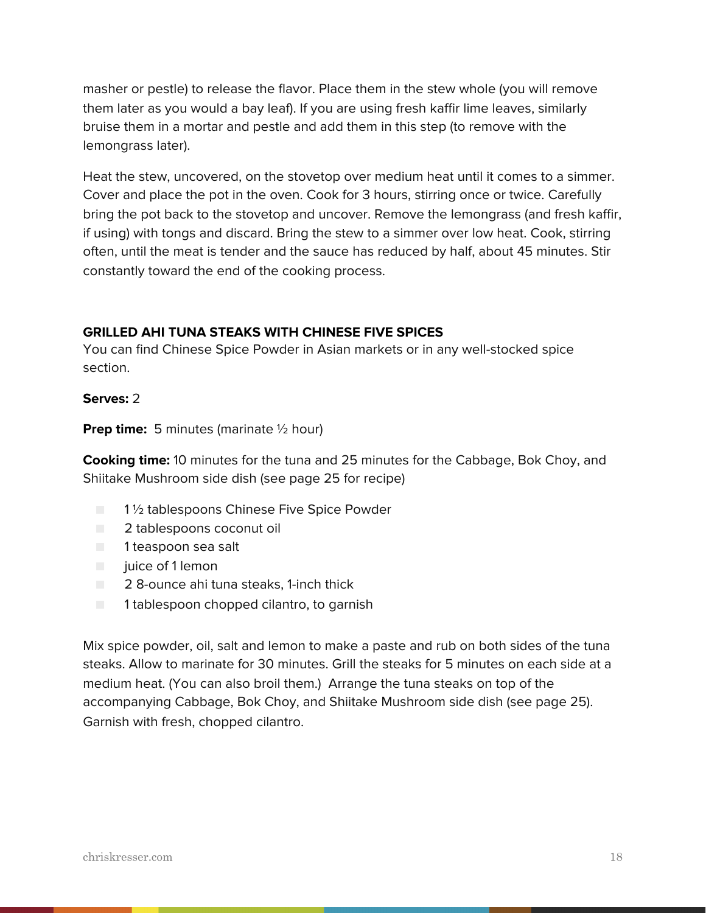masher or pestle) to release the flavor. Place them in the stew whole (you will remove them later as you would a bay leaf). If you are using fresh kaffir lime leaves, similarly bruise them in a mortar and pestle and add them in this step (to remove with the lemongrass later).

Heat the stew, uncovered, on the stovetop over medium heat until it comes to a simmer. Cover and place the pot in the oven. Cook for 3 hours, stirring once or twice. Carefully bring the pot back to the stovetop and uncover. Remove the lemongrass (and fresh kaffir, if using) with tongs and discard. Bring the stew to a simmer over low heat. Cook, stirring often, until the meat is tender and the sauce has reduced by half, about 45 minutes. Stir constantly toward the end of the cooking process.

### GRILLED AHI TUNA STEAKS WITH CHINESE FIVE SPICES

You can find Chinese Spice Powder in Asian markets or in any well-stocked spice section.

**Serves:** 2

**Prep time:** 5 minutes (marinate ½ hour)

**Cooking time:** 10 minutes for the tuna and 25 minutes for the Cabbage, Bok Choy, and Shiitake Mushroom side dish (see page 25 for recipe)

- 1 ½ tablespoons Chinese Five Spice Powder
- 2 tablespoons coconut oil
- 1 teaspoon sea salt
- juice of 1 lemon
- 2 8-ounce ahi tuna steaks, 1-inch thick
- 1 tablespoon chopped cilantro, to garnish

Mix spice powder, oil, salt and lemon to make a paste and rub on both sides of the tuna steaks. Allow to marinate for 30 minutes. Grill the steaks for 5 minutes on each side at a medium heat. (You can also broil them.) Arrange the tuna steaks on top of the accompanying Cabbage, Bok Choy, and Shiitake Mushroom side dish (see page 25). Garnish with fresh, chopped cilantro.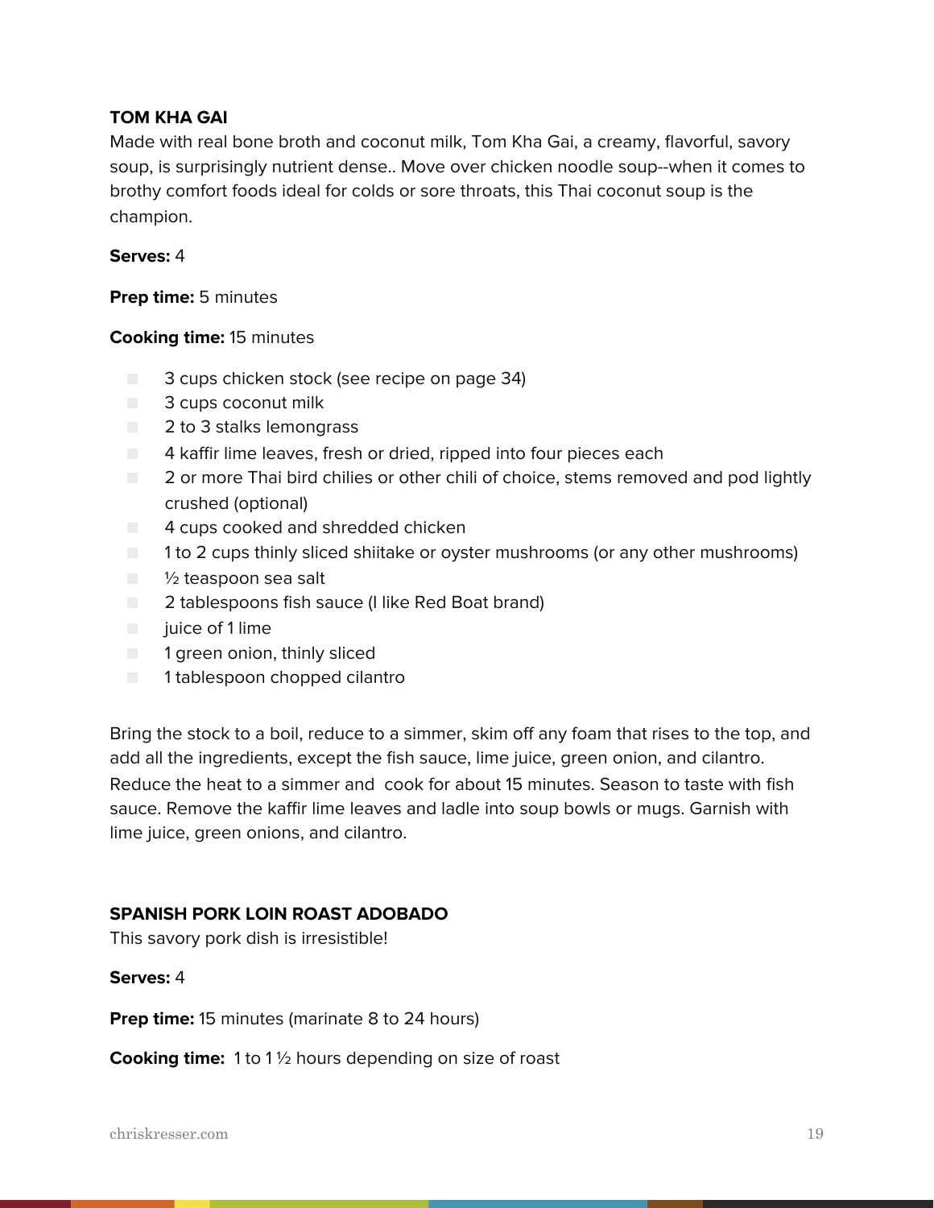### TOM KHA GAI

Made with real bone broth and coconut milk, Tom Kha Gai, a creamy, flavorful, savory soup, is surprisingly nutrient dense.. Move over chicken noodle soup--when it comes to brothy comfort foods ideal for colds or sore throats, this Thai coconut soup is the champion.

**Serves:** 4

**Prep time:** 5 minutes

**Cooking time:** 15 minutes

- 3 cups chicken stock (see recipe on page 34)
- 3 cups coconut milk
- 2 to 3 stalks lemongrass
- 4 kaffir lime leaves, fresh or dried, ripped into four pieces each
- 2 or more Thai bird chilies or other chili of choice, stems removed and pod lightly crushed (optional)
- 4 cups cooked and shredded chicken
- 1 to 2 cups thinly sliced shiitake or oyster mushrooms (or any other mushrooms)
- ½ teaspoon sea salt
- 2 tablespoons fish sauce (I like Red Boat brand)
- juice of 1 lime
- 1 green onion, thinly sliced
- 1 tablespoon chopped cilantro

Bring the stock to a boil, reduce to a simmer, skim off any foam that rises to the top, and add all the ingredients, except the fish sauce, lime juice, green onion, and cilantro. Reduce the heat to a simmer and cook for about 15 minutes. Season to taste with fish sauce. Remove the kaffir lime leaves and ladle into soup bowls or mugs. Garnish with lime juice, green onions, and cilantro.

### SPANISH PORK LOIN ROAST ADOBADO

This savory pork dish is irresistible!

**Serves:** 4

**Prep time:** 15 minutes (marinate 8 to 24 hours)

**Cooking time:** 1 to 1 ½ hours depending on size of roast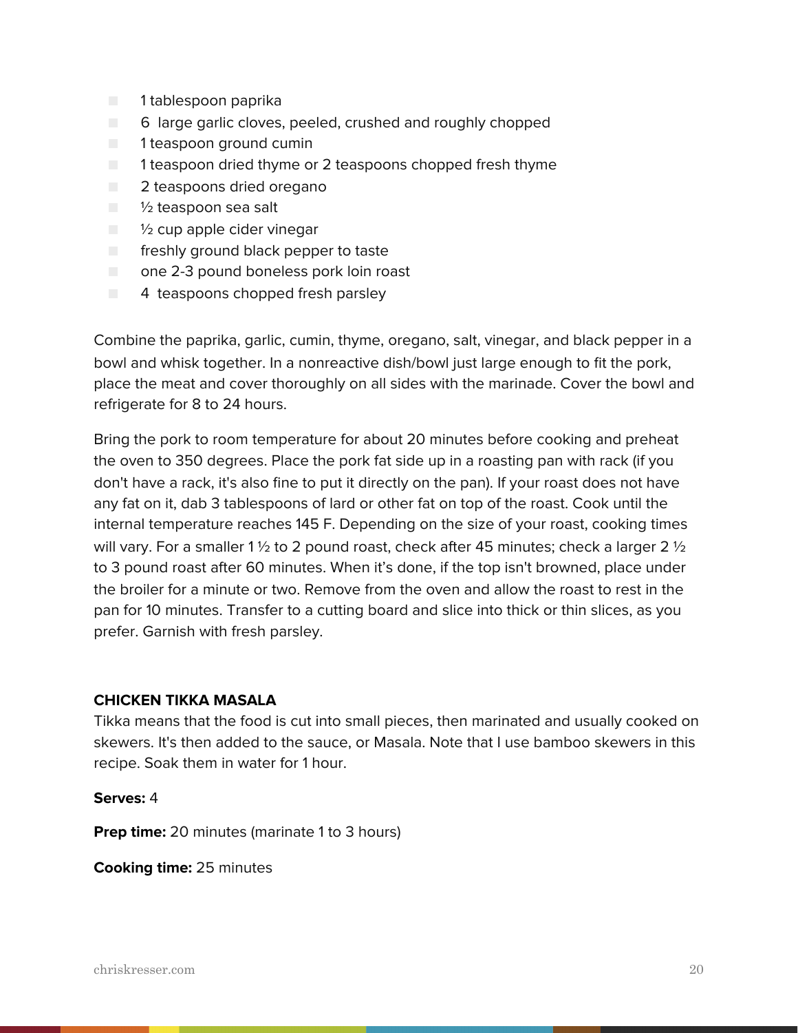- 1 tablespoon paprika
- 6 large garlic cloves, peeled, crushed and roughly chopped
- 1 teaspoon ground cumin
- 1 teaspoon dried thyme or 2 teaspoons chopped fresh thyme
- 2 teaspoons dried oregano
- ½ teaspoon sea salt
- ½ cup apple cider vinegar
- freshly ground black pepper to taste
- one 2-3 pound boneless pork loin roast
- 4 teaspoons chopped fresh parsley

Combine the paprika, garlic, cumin, thyme, oregano, salt, vinegar, and black pepper in a bowl and whisk together. In a nonreactive dish/bowl just large enough to fit the pork, place the meat and cover thoroughly on all sides with the marinade. Cover the bowl and refrigerate for 8 to 24 hours.

Bring the pork to room temperature for about 20 minutes before cooking and preheat the oven to 350 degrees. Place the pork fat side up in a roasting pan with rack (if you don't have a rack, it's also fine to put it directly on the pan). If your roast does not have any fat on it, dab 3 tablespoons of lard or other fat on top of the roast. Cook until the internal temperature reaches 145 F. Depending on the size of your roast, cooking times will vary. For a smaller 1 ½ to 2 pound roast, check after 45 minutes; check a larger 2 ½ to 3 pound roast after 60 minutes. When it's done, if the top isn't browned, place under the broiler for a minute or two. Remove from the oven and allow the roast to rest in the pan for 10 minutes. Transfer to a cutting board and slice into thick or thin slices, as you prefer. Garnish with fresh parsley.

### CHICKEN TIKKA MASALA

Tikka means that the food is cut into small pieces, then marinated and usually cooked on skewers. It's then added to the sauce, or Masala. Note that I use bamboo skewers in this recipe. Soak them in water for 1 hour.

**Serves:** 4

**Prep time:** 20 minutes (marinate 1 to 3 hours)

**Cooking time:** 25 minutes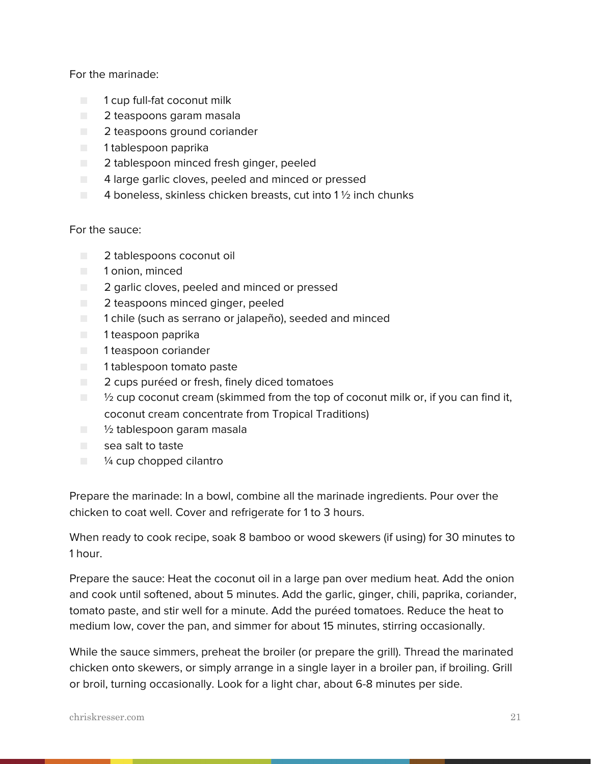For the marinade:

- 1 cup full-fat coconut milk
- 2 teaspoons garam masala
- 2 teaspoons ground coriander
- 1 tablespoon paprika
- 2 tablespoon minced fresh ginger, peeled
- 4 large garlic cloves, peeled and minced or pressed
- 4 boneless, skinless chicken breasts, cut into 1 ½ inch chunks

For the sauce:

- 2 tablespoons coconut oil
- 1 onion, minced
- 2 garlic cloves, peeled and minced or pressed
- 2 teaspoons minced ginger, peeled
- 1 chile (such as serrano or jalapeño), seeded and minced
- 1 teaspoon paprika
- 1 teaspoon coriander
- 1 tablespoon tomato paste
- 2 cups puréed or fresh, finely diced tomatoes
- ½ cup coconut cream (skimmed from the top of coconut milk or, if you can find it, coconut cream concentrate from Tropical Traditions)
- ½ tablespoon garam masala
- sea salt to taste
- ¼ cup chopped cilantro

Prepare the marinade: In a bowl, combine all the marinade ingredients. Pour over the chicken to coat well. Cover and refrigerate for 1 to 3 hours.

When ready to cook recipe, soak 8 bamboo or wood skewers (if using) for 30 minutes to 1 hour.

Prepare the sauce: Heat the coconut oil in a large pan over medium heat. Add the onion and cook until softened, about 5 minutes. Add the garlic, ginger, chili, paprika, coriander, tomato paste, and stir well for a minute. Add the puréed tomatoes. Reduce the heat to medium low, cover the pan, and simmer for about 15 minutes, stirring occasionally.

While the sauce simmers, preheat the broiler (or prepare the grill). Thread the marinated chicken onto skewers, or simply arrange in a single layer in a broiler pan, if broiling. Grill or broil, turning occasionally. Look for a light char, about 6-8 minutes per side.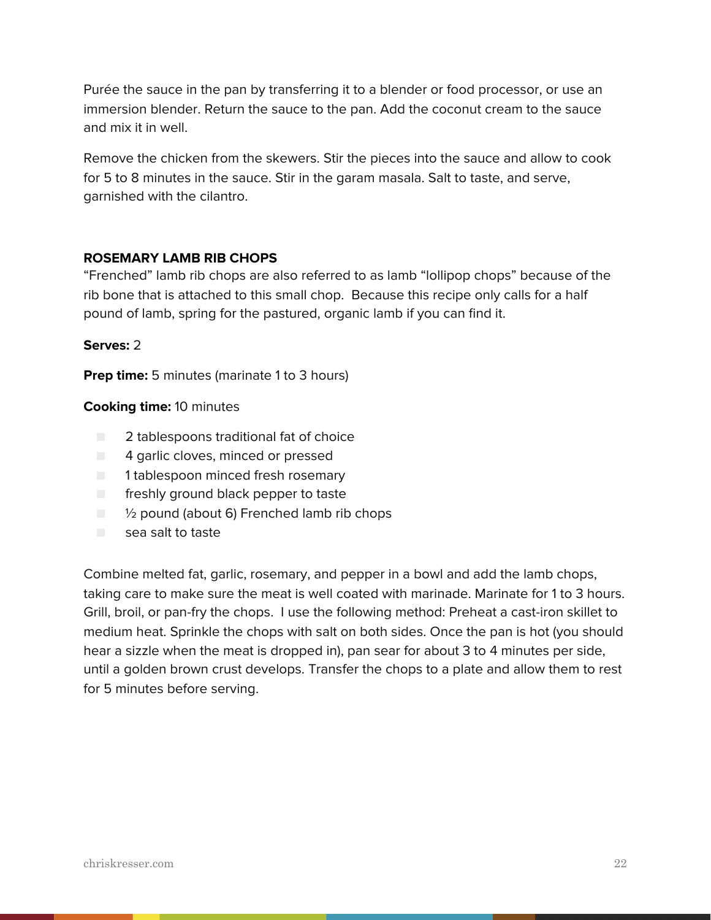Purée the sauce in the pan by transferring it to a blender or food processor, or use an immersion blender. Return the sauce to the pan. Add the coconut cream to the sauce and mix it in well.

Remove the chicken from the skewers. Stir the pieces into the sauce and allow to cook for 5 to 8 minutes in the sauce. Stir in the garam masala. Salt to taste, and serve, garnished with the cilantro.

### ROSEMARY LAMB RIB CHOPS

"Frenched" lamb rib chops are also referred to as lamb "lollipop chops" because of the rib bone that is attached to this small chop. Because this recipe only calls for a half pound of lamb, spring for the pastured, organic lamb if you can find it.

**Serves:** 2

**Prep time:** 5 minutes (marinate 1 to 3 hours)

**Cooking time:** 10 minutes

- 2 tablespoons traditional fat of choice
- 4 garlic cloves, minced or pressed
- 1 tablespoon minced fresh rosemary
- freshly ground black pepper to taste
- ½ pound (about 6) Frenched lamb rib chops
- sea salt to taste

Combine melted fat, garlic, rosemary, and pepper in a bowl and add the lamb chops, taking care to make sure the meat is well coated with marinade. Marinate for 1 to 3 hours. Grill, broil, or pan-fry the chops. I use the following method: Preheat a cast-iron skillet to medium heat. Sprinkle the chops with salt on both sides. Once the pan is hot (you should hear a sizzle when the meat is dropped in), pan sear for about 3 to 4 minutes per side, until a golden brown crust develops. Transfer the chops to a plate and allow them to rest for 5 minutes before serving.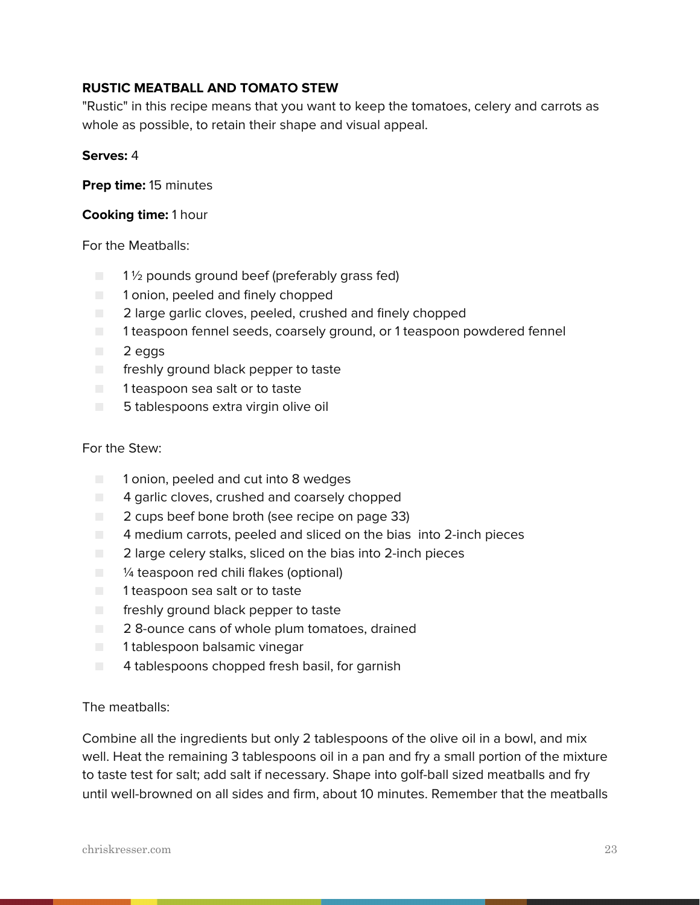## RUSTIC MEATBALL AND TOMATO STEW

"Rustic" in this recipe means that you want to keep the tomatoes, celery and carrots as whole as possible, to retain their shape and visual appeal.

**Serves:** 4

**Prep time:** 15 minutes

**Cooking time:** 1 hour

For the Meatballs:

- 1 ½ pounds ground beef (preferably grass fed)
- 1 onion, peeled and finely chopped
- 2 large garlic cloves, peeled, crushed and finely chopped
- 1 teaspoon fennel seeds, coarsely ground, or 1 teaspoon powdered fennel
- 2 eggs
- freshly ground black pepper to taste
- 1 teaspoon sea salt or to taste
- 5 tablespoons extra virgin olive oil

For the Stew:

- 1 onion, peeled and cut into 8 wedges
- 4 garlic cloves, crushed and coarsely chopped
- 2 cups beef bone broth (see recipe on page 33)
- 4 medium carrots, peeled and sliced on the bias into 2-inch pieces
- 2 large celery stalks, sliced on the bias into 2-inch pieces
- ¼ teaspoon red chili flakes (optional)
- 1 teaspoon sea salt or to taste
- freshly ground black pepper to taste
- 2 8-ounce cans of whole plum tomatoes, drained
- 1 tablespoon balsamic vinegar
- 4 tablespoons chopped fresh basil, for garnish

The meatballs:

Combine all the ingredients but only 2 tablespoons of the olive oil in a bowl, and mix well. Heat the remaining 3 tablespoons oil in a pan and fry a small portion of the mixture to taste test for salt; add salt if necessary. Shape into golf-ball sized meatballs and fry until well-browned on all sides and firm, about 10 minutes. Remember that the meatballs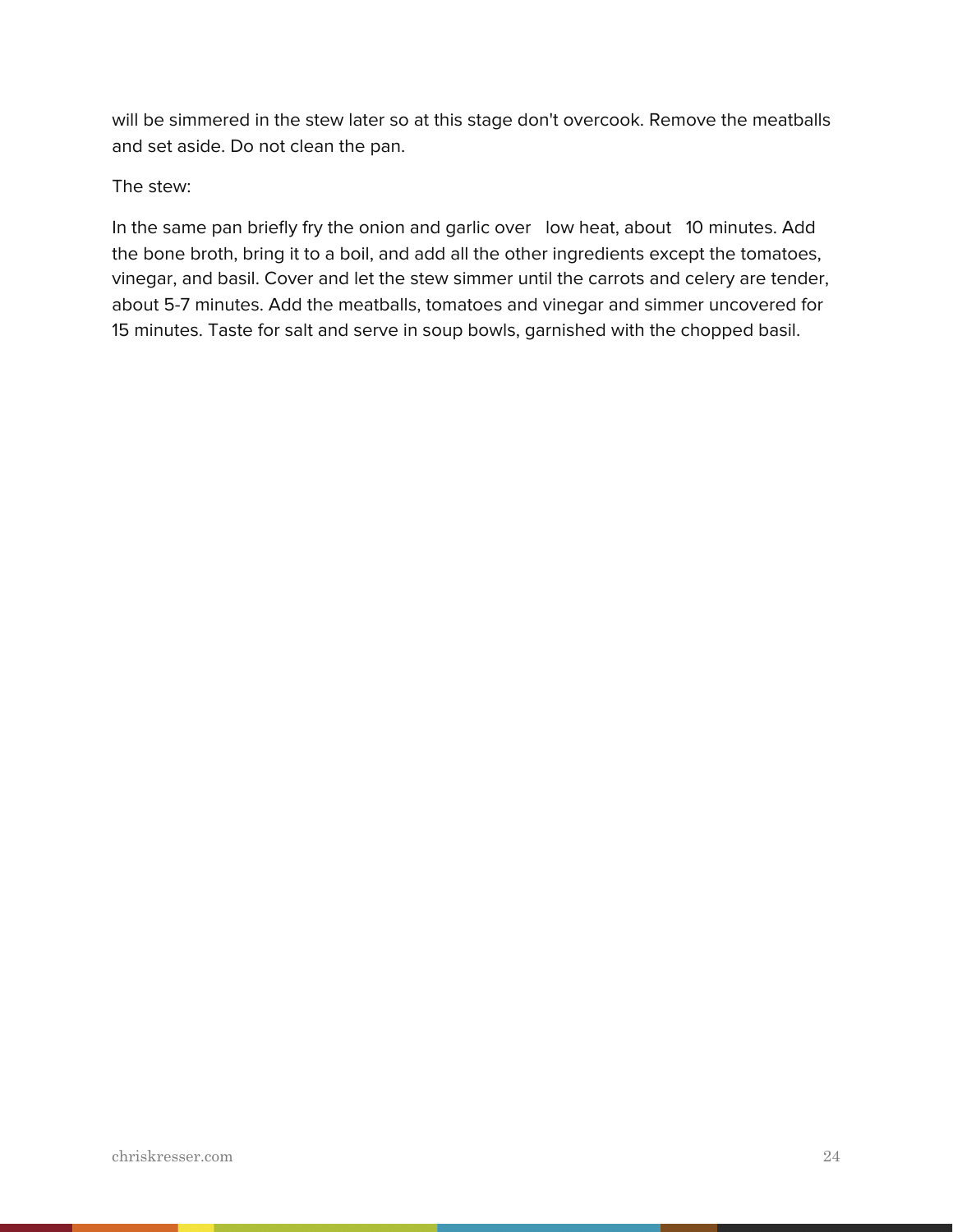will be simmered in the stew later so at this stage don't overcook. Remove the meatballs and set aside. Do not clean the pan.

The stew:

In the same pan briefly fry the onion and garlic over low heat, about 10 minutes. Add the bone broth, bring it to a boil, and add all the other ingredients except the tomatoes, vinegar, and basil. Cover and let the stew simmer until the carrots and celery are tender, about 5-7 minutes. Add the meatballs, tomatoes and vinegar and simmer uncovered for 15 minutes. Taste for salt and serve in soup bowls, garnished with the chopped basil.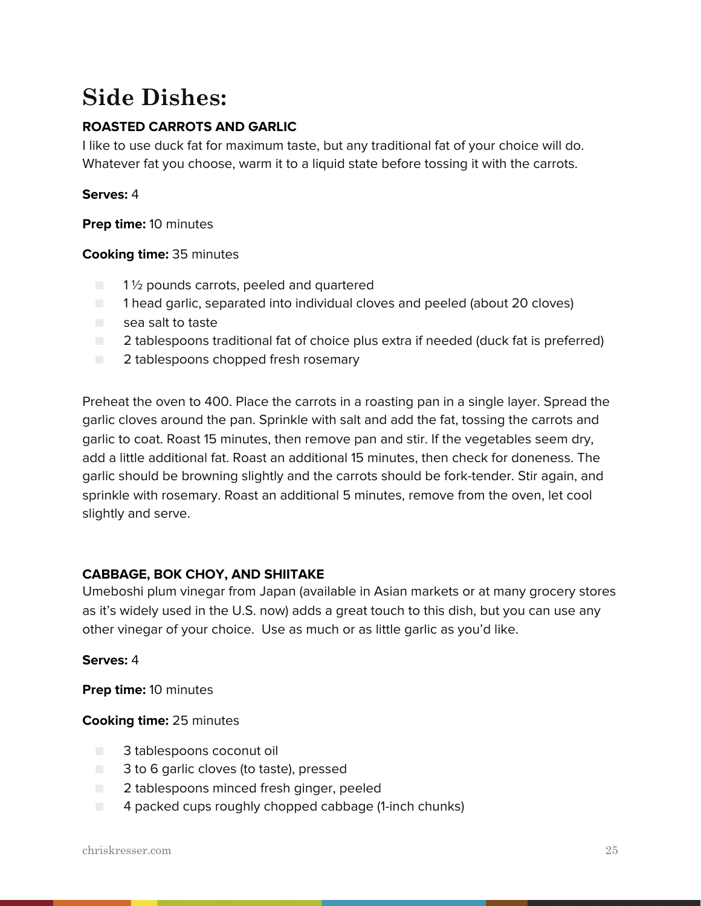# Side Dishes:

### ROASTED CARROTS AND GARLIC

I like to use duck fat for maximum taste, but any traditional fat of your choice will do. Whatever fat you choose, warm it to a liquid state before tossing it with the carrots.

**Serves:** 4

**Prep time:** 10 minutes

**Cooking time:** 35 minutes

- 1 ½ pounds carrots, peeled and quartered
- 1 head garlic, separated into individual cloves and peeled (about 20 cloves)
- sea salt to taste
- 2 tablespoons traditional fat of choice plus extra if needed (duck fat is preferred)
- 2 tablespoons chopped fresh rosemary

Preheat the oven to 400. Place the carrots in a roasting pan in a single layer. Spread the garlic cloves around the pan. Sprinkle with salt and add the fat, tossing the carrots and garlic to coat. Roast 15 minutes, then remove pan and stir. If the vegetables seem dry, add a little additional fat. Roast an additional 15 minutes, then check for doneness. The garlic should be browning slightly and the carrots should be fork-tender. Stir again, and sprinkle with rosemary. Roast an additional 5 minutes, remove from the oven, let cool slightly and serve.

### CABBAGE, BOK CHOY, AND SHIITAKE

Umeboshi plum vinegar from Japan (available in Asian markets or at many grocery stores as it's widely used in the U.S. now) adds a great touch to this dish, but you can use any other vinegar of your choice. Use as much or as little garlic as you'd like.

**Serves:** 4

**Prep time:** 10 minutes

**Cooking time:** 25 minutes

- 3 tablespoons coconut oil
- 3 to 6 garlic cloves (to taste), pressed
- 2 tablespoons minced fresh ginger, peeled
- 4 packed cups roughly chopped cabbage (1-inch chunks)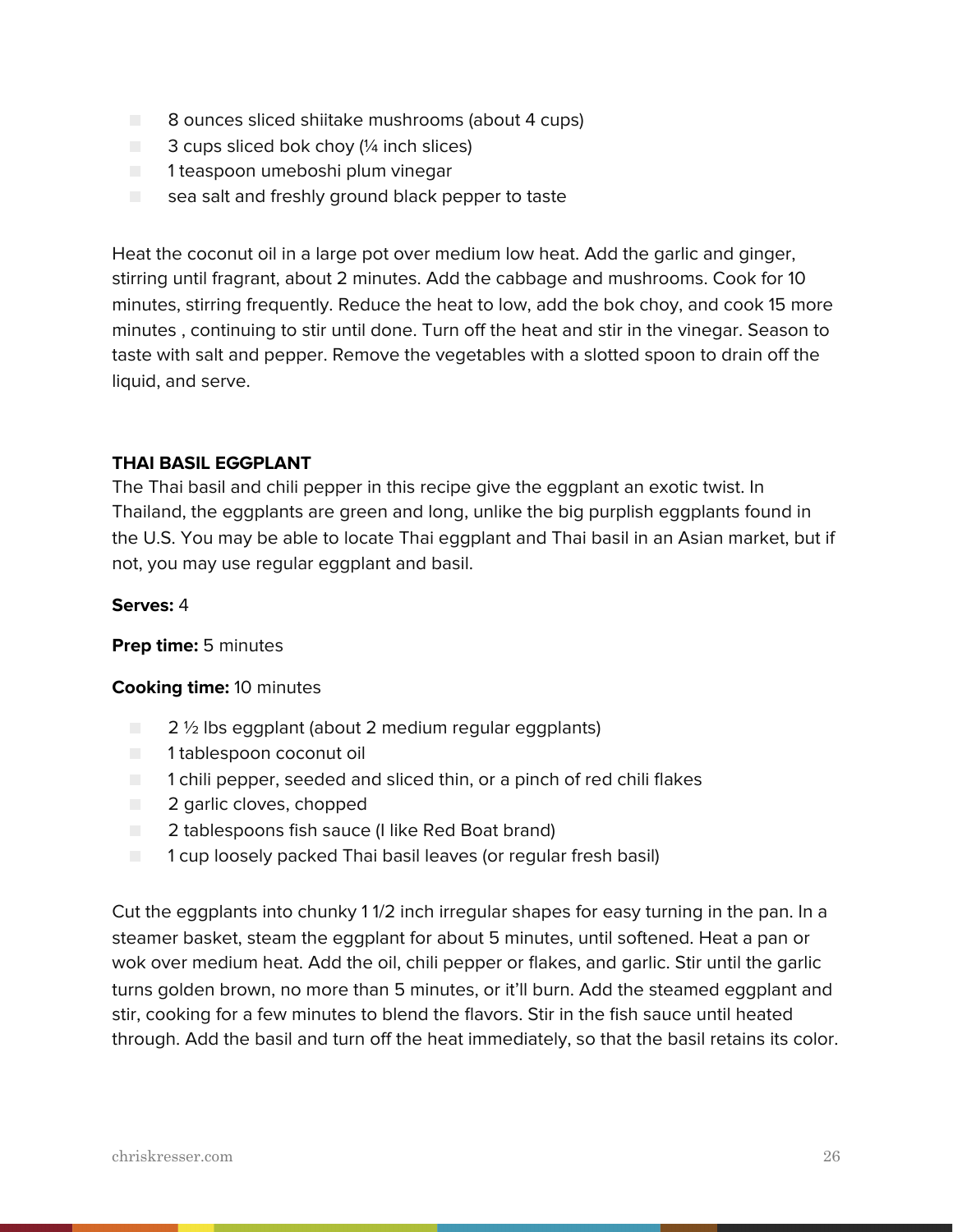- 8 ounces sliced shiitake mushrooms (about 4 cups)
- 3 cups sliced bok choy (¼ inch slices)
- 1 teaspoon umeboshi plum vinegar
- sea salt and freshly ground black pepper to taste

Heat the coconut oil in a large pot over medium low heat. Add the garlic and ginger, stirring until fragrant, about 2 minutes. Add the cabbage and mushrooms. Cook for 10 minutes, stirring frequently. Reduce the heat to low, add the bok choy, and cook 15 more minutes , continuing to stir until done. Turn off the heat and stir in the vinegar. Season to taste with salt and pepper. Remove the vegetables with a slotted spoon to drain off the liquid, and serve.

### THAI BASIL EGGPLANT

The Thai basil and chili pepper in this recipe give the eggplant an exotic twist. In Thailand, the eggplants are green and long, unlike the big purplish eggplants found in the U.S. You may be able to locate Thai eggplant and Thai basil in an Asian market, but if not, you may use regular eggplant and basil.

**Serves:** 4

**Prep time:** 5 minutes

**Cooking time:** 10 minutes

- 2 ½ lbs eggplant (about 2 medium regular eggplants)
- 1 tablespoon coconut oil
- 1 chili pepper, seeded and sliced thin, or a pinch of red chili flakes
- 2 garlic cloves, chopped
- 2 tablespoons fish sauce (I like Red Boat brand)
- 1 cup loosely packed Thai basil leaves (or regular fresh basil)

Cut the eggplants into chunky 1 1/2 inch irregular shapes for easy turning in the pan. In a steamer basket, steam the eggplant for about 5 minutes, until softened. Heat a pan or wok over medium heat. Add the oil, chili pepper or flakes, and garlic. Stir until the garlic turns golden brown, no more than 5 minutes, or it'll burn. Add the steamed eggplant and stir, cooking for a few minutes to blend the flavors. Stir in the fish sauce until heated through. Add the basil and turn off the heat immediately, so that the basil retains its color.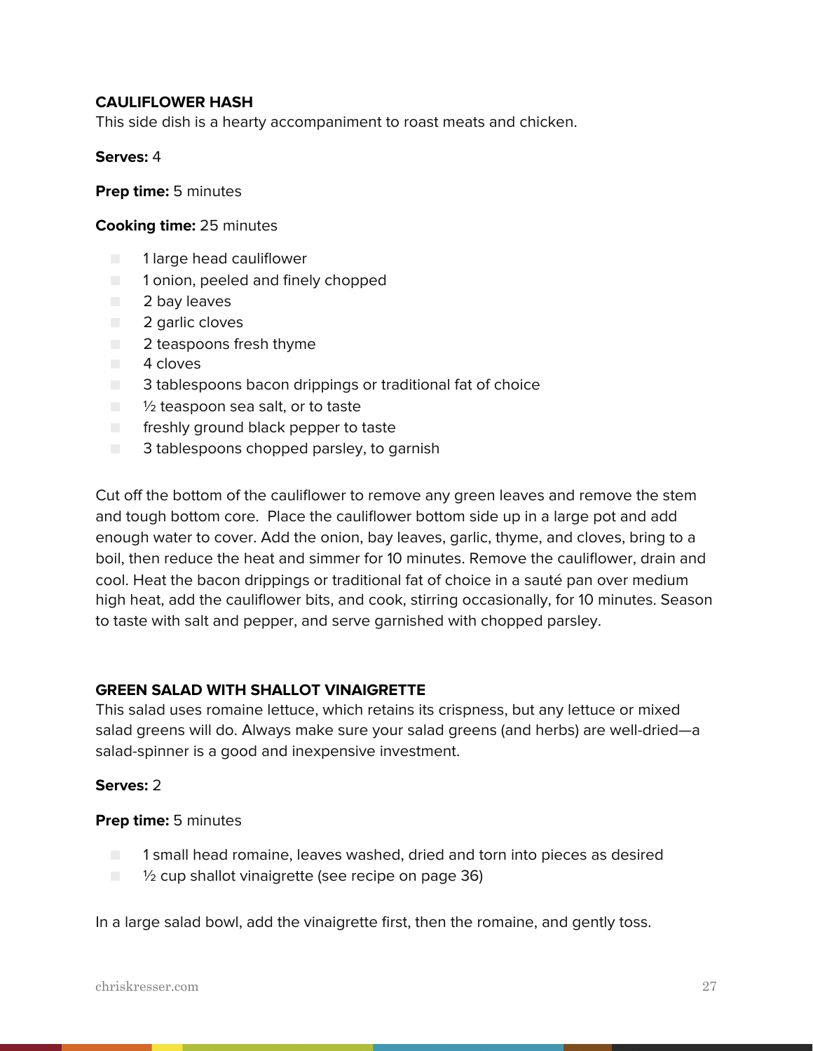**CAULIFLOWER HASH**
This side dish is a hearty accompaniment to roast meats and chicken.

**Serves:** 4

**Prep time:** 5 minutes

**Cooking time:** 25 minutes

- 1 large head cauliflower
- 1 onion, peeled and finely chopped
- 2 bay leaves
- 2 garlic cloves
- 2 teaspoons fresh thyme
- 4 cloves
- 3 tablespoons bacon drippings or traditional fat of choice
- ½ teaspoon sea salt, or to taste
- freshly ground black pepper to taste
- 3 tablespoons chopped parsley, to garnish

Cut off the bottom of the cauliflower to remove any green leaves and remove the stem and tough bottom core.  Place the cauliflower bottom side up in a large pot and add enough water to cover. Add the onion, bay leaves, garlic, thyme, and cloves, bring to a boil, then reduce the heat and simmer for 10 minutes. Remove the cauliflower, drain and cool. Heat the bacon drippings or traditional fat of choice in a sauté pan over medium high heat, add the cauliflower bits, and cook, stirring occasionally, for 10 minutes. Season to taste with salt and pepper, and serve garnished with chopped parsley.

**GREEN SALAD WITH SHALLOT VINAIGRETTE**
This salad uses romaine lettuce, which retains its crispness, but any lettuce or mixed salad greens will do. Always make sure your salad greens (and herbs) are well-dried—a salad-spinner is a good and inexpensive investment.

**Serves:** 2

**Prep time:** 5 minutes

- 1 small head romaine, leaves washed, dried and torn into pieces as desired
- ½ cup shallot vinaigrette (see recipe on page 36)

In a large salad bowl, add the vinaigrette first, then the romaine, and gently toss.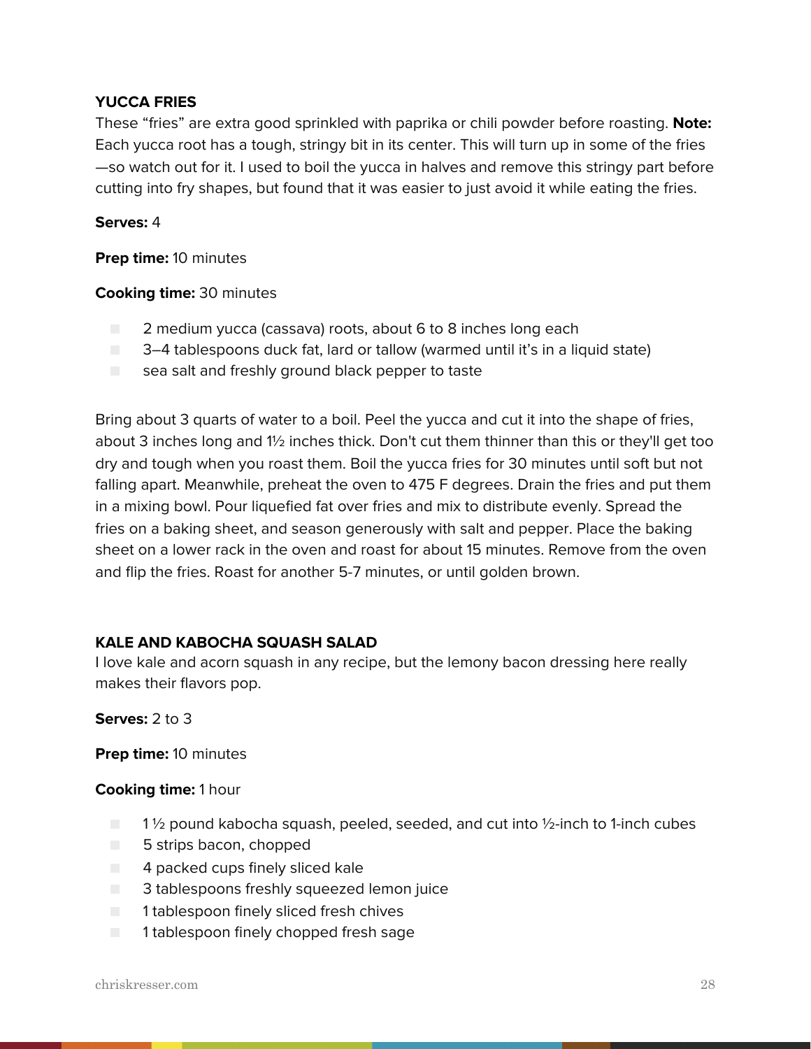## YUCCA FRIES

These "fries" are extra good sprinkled with paprika or chili powder before roasting. **Note:** Each yucca root has a tough, stringy bit in its center. This will turn up in some of the fries—so watch out for it. I used to boil the yucca in halves and remove this stringy part before cutting into fry shapes, but found that it was easier to just avoid it while eating the fries.

**Serves:** 4

**Prep time:** 10 minutes

**Cooking time:** 30 minutes

- 2 medium yucca (cassava) roots, about 6 to 8 inches long each
- 3–4 tablespoons duck fat, lard or tallow (warmed until it's in a liquid state)
- sea salt and freshly ground black pepper to taste

Bring about 3 quarts of water to a boil. Peel the yucca and cut it into the shape of fries, about 3 inches long and 1½ inches thick. Don't cut them thinner than this or they'll get too dry and tough when you roast them. Boil the yucca fries for 30 minutes until soft but not falling apart. Meanwhile, preheat the oven to 475 F degrees. Drain the fries and put them in a mixing bowl. Pour liquefied fat over fries and mix to distribute evenly. Spread the fries on a baking sheet, and season generously with salt and pepper. Place the baking sheet on a lower rack in the oven and roast for about 15 minutes. Remove from the oven and flip the fries. Roast for another 5-7 minutes, or until golden brown.

## KALE AND KABOCHA SQUASH SALAD

I love kale and acorn squash in any recipe, but the lemony bacon dressing here really makes their flavors pop.

**Serves:** 2 to 3

**Prep time:** 10 minutes

**Cooking time:** 1 hour

- 1 ½ pound kabocha squash, peeled, seeded, and cut into ½-inch to 1-inch cubes
- 5 strips bacon, chopped
- 4 packed cups finely sliced kale
- 3 tablespoons freshly squeezed lemon juice
- 1 tablespoon finely sliced fresh chives
- 1 tablespoon finely chopped fresh sage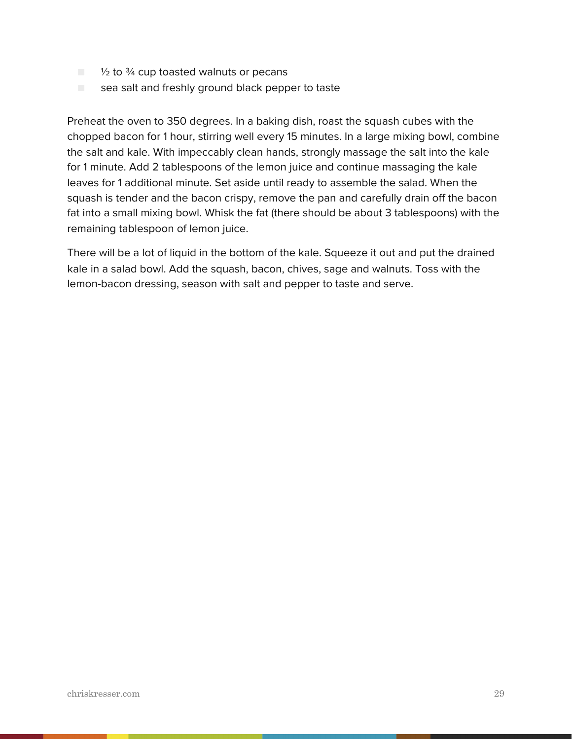- ½ to ¾ cup toasted walnuts or pecans
- sea salt and freshly ground black pepper to taste

Preheat the oven to 350 degrees. In a baking dish, roast the squash cubes with the chopped bacon for 1 hour, stirring well every 15 minutes. In a large mixing bowl, combine the salt and kale. With impeccably clean hands, strongly massage the salt into the kale for 1 minute. Add 2 tablespoons of the lemon juice and continue massaging the kale leaves for 1 additional minute. Set aside until ready to assemble the salad. When the squash is tender and the bacon crispy, remove the pan and carefully drain off the bacon fat into a small mixing bowl. Whisk the fat (there should be about 3 tablespoons) with the remaining tablespoon of lemon juice.

There will be a lot of liquid in the bottom of the kale. Squeeze it out and put the drained kale in a salad bowl. Add the squash, bacon, chives, sage and walnuts. Toss with the lemon-bacon dressing, season with salt and pepper to taste and serve.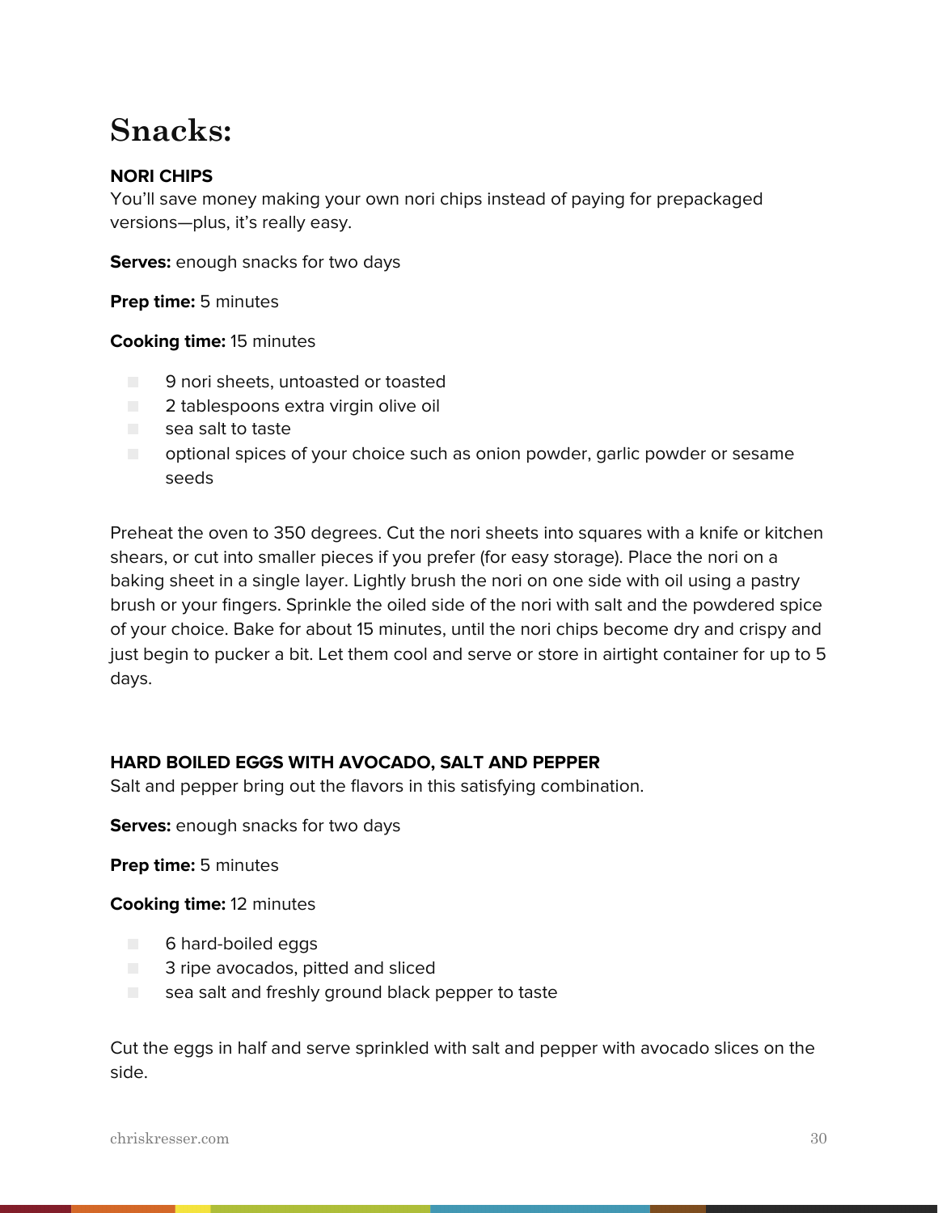# Snacks:

**NORI CHIPS**

You'll save money making your own nori chips instead of paying for prepackaged versions—plus, it's really easy.

**Serves:** enough snacks for two days

**Prep time:** 5 minutes

**Cooking time:** 15 minutes

- 9 nori sheets, untoasted or toasted
- 2 tablespoons extra virgin olive oil
- sea salt to taste
- optional spices of your choice such as onion powder, garlic powder or sesame seeds

Preheat the oven to 350 degrees. Cut the nori sheets into squares with a knife or kitchen shears, or cut into smaller pieces if you prefer (for easy storage). Place the nori on a baking sheet in a single layer. Lightly brush the nori on one side with oil using a pastry brush or your fingers. Sprinkle the oiled side of the nori with salt and the powdered spice of your choice. Bake for about 15 minutes, until the nori chips become dry and crispy and just begin to pucker a bit. Let them cool and serve or store in airtight container for up to 5 days.

**HARD BOILED EGGS WITH AVOCADO, SALT AND PEPPER**

Salt and pepper bring out the flavors in this satisfying combination.

**Serves:** enough snacks for two days

**Prep time:** 5 minutes

**Cooking time:** 12 minutes

- 6 hard-boiled eggs
- 3 ripe avocados, pitted and sliced
- sea salt and freshly ground black pepper to taste

Cut the eggs in half and serve sprinkled with salt and pepper with avocado slices on the side.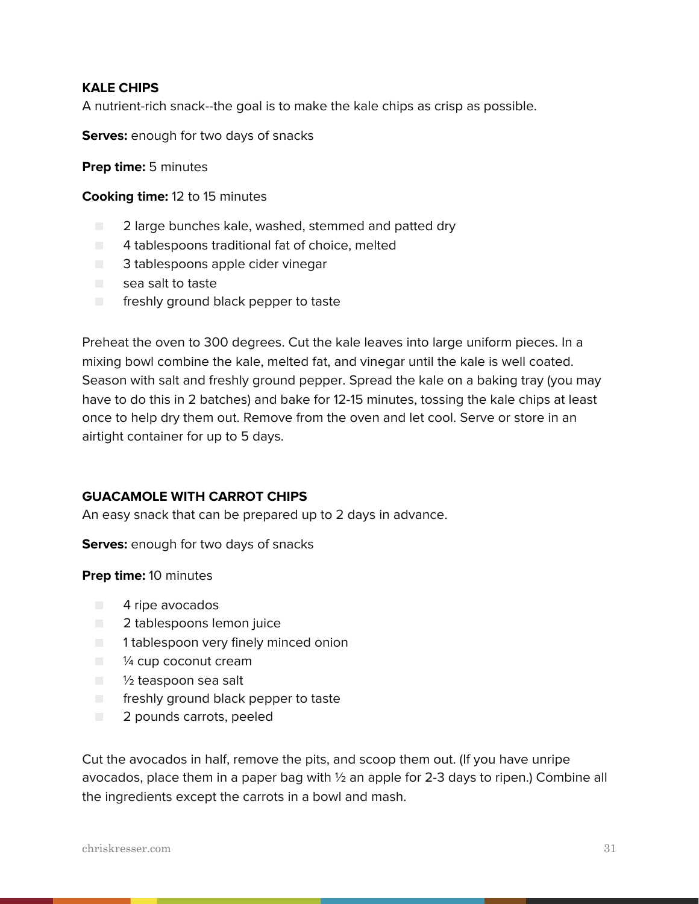### KALE CHIPS

A nutrient-rich snack--the goal is to make the kale chips as crisp as possible.

**Serves:** enough for two days of snacks

**Prep time:** 5 minutes

**Cooking time:** 12 to 15 minutes

- 2 large bunches kale, washed, stemmed and patted dry
- 4 tablespoons traditional fat of choice, melted
- 3 tablespoons apple cider vinegar
- sea salt to taste
- freshly ground black pepper to taste

Preheat the oven to 300 degrees. Cut the kale leaves into large uniform pieces. In a mixing bowl combine the kale, melted fat, and vinegar until the kale is well coated. Season with salt and freshly ground pepper. Spread the kale on a baking tray (you may have to do this in 2 batches) and bake for 12-15 minutes, tossing the kale chips at least once to help dry them out. Remove from the oven and let cool. Serve or store in an airtight container for up to 5 days.

### GUACAMOLE WITH CARROT CHIPS

An easy snack that can be prepared up to 2 days in advance.

**Serves:** enough for two days of snacks

**Prep time:** 10 minutes

- 4 ripe avocados
- 2 tablespoons lemon juice
- 1 tablespoon very finely minced onion
- ¼ cup coconut cream
- ½ teaspoon sea salt
- freshly ground black pepper to taste
- 2 pounds carrots, peeled

Cut the avocados in half, remove the pits, and scoop them out. (If you have unripe avocados, place them in a paper bag with ½ an apple for 2-3 days to ripen.) Combine all the ingredients except the carrots in a bowl and mash.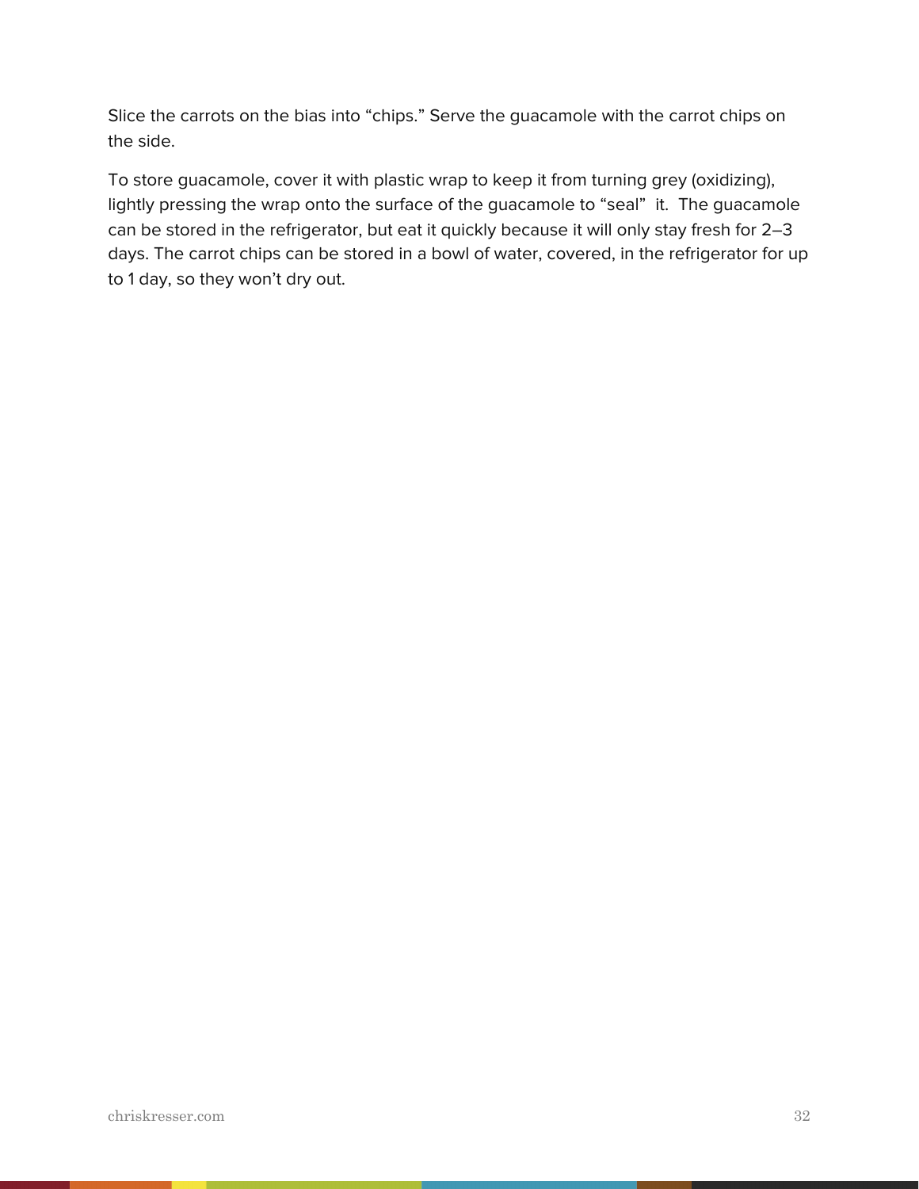Slice the carrots on the bias into "chips." Serve the guacamole with the carrot chips on the side.

To store guacamole, cover it with plastic wrap to keep it from turning grey (oxidizing), lightly pressing the wrap onto the surface of the guacamole to "seal" it. The guacamole can be stored in the refrigerator, but eat it quickly because it will only stay fresh for 2–3 days. The carrot chips can be stored in a bowl of water, covered, in the refrigerator for up to 1 day, so they won't dry out.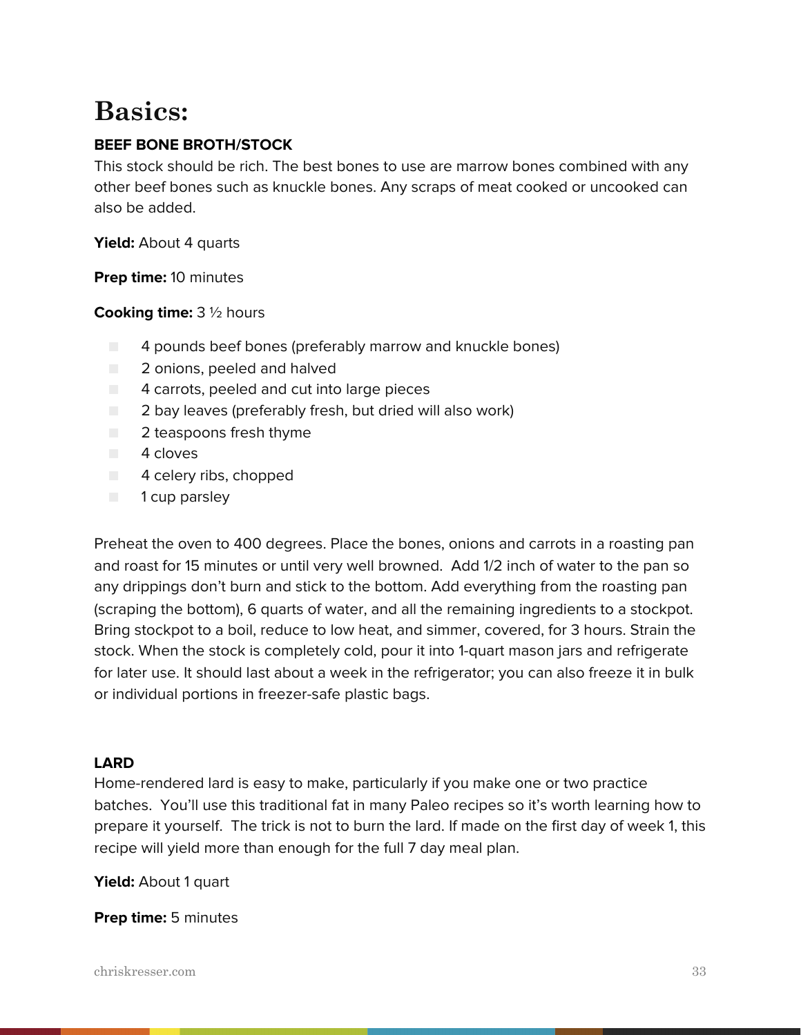# Basics:

**BEEF BONE BROTH/STOCK**

This stock should be rich. The best bones to use are marrow bones combined with any other beef bones such as knuckle bones. Any scraps of meat cooked or uncooked can also be added.

**Yield:** About 4 quarts

**Prep time:** 10 minutes

**Cooking time:** 3 ½ hours

- 4 pounds beef bones (preferably marrow and knuckle bones)
- 2 onions, peeled and halved
- 4 carrots, peeled and cut into large pieces
- 2 bay leaves (preferably fresh, but dried will also work)
- 2 teaspoons fresh thyme
- 4 cloves
- 4 celery ribs, chopped
- 1 cup parsley

Preheat the oven to 400 degrees. Place the bones, onions and carrots in a roasting pan and roast for 15 minutes or until very well browned. Add 1/2 inch of water to the pan so any drippings don't burn and stick to the bottom. Add everything from the roasting pan (scraping the bottom), 6 quarts of water, and all the remaining ingredients to a stockpot. Bring stockpot to a boil, reduce to low heat, and simmer, covered, for 3 hours. Strain the stock. When the stock is completely cold, pour it into 1-quart mason jars and refrigerate for later use. It should last about a week in the refrigerator; you can also freeze it in bulk or individual portions in freezer-safe plastic bags.

**LARD**

Home-rendered lard is easy to make, particularly if you make one or two practice batches. You'll use this traditional fat in many Paleo recipes so it's worth learning how to prepare it yourself. The trick is not to burn the lard. If made on the first day of week 1, this recipe will yield more than enough for the full 7 day meal plan.

**Yield:** About 1 quart

**Prep time:** 5 minutes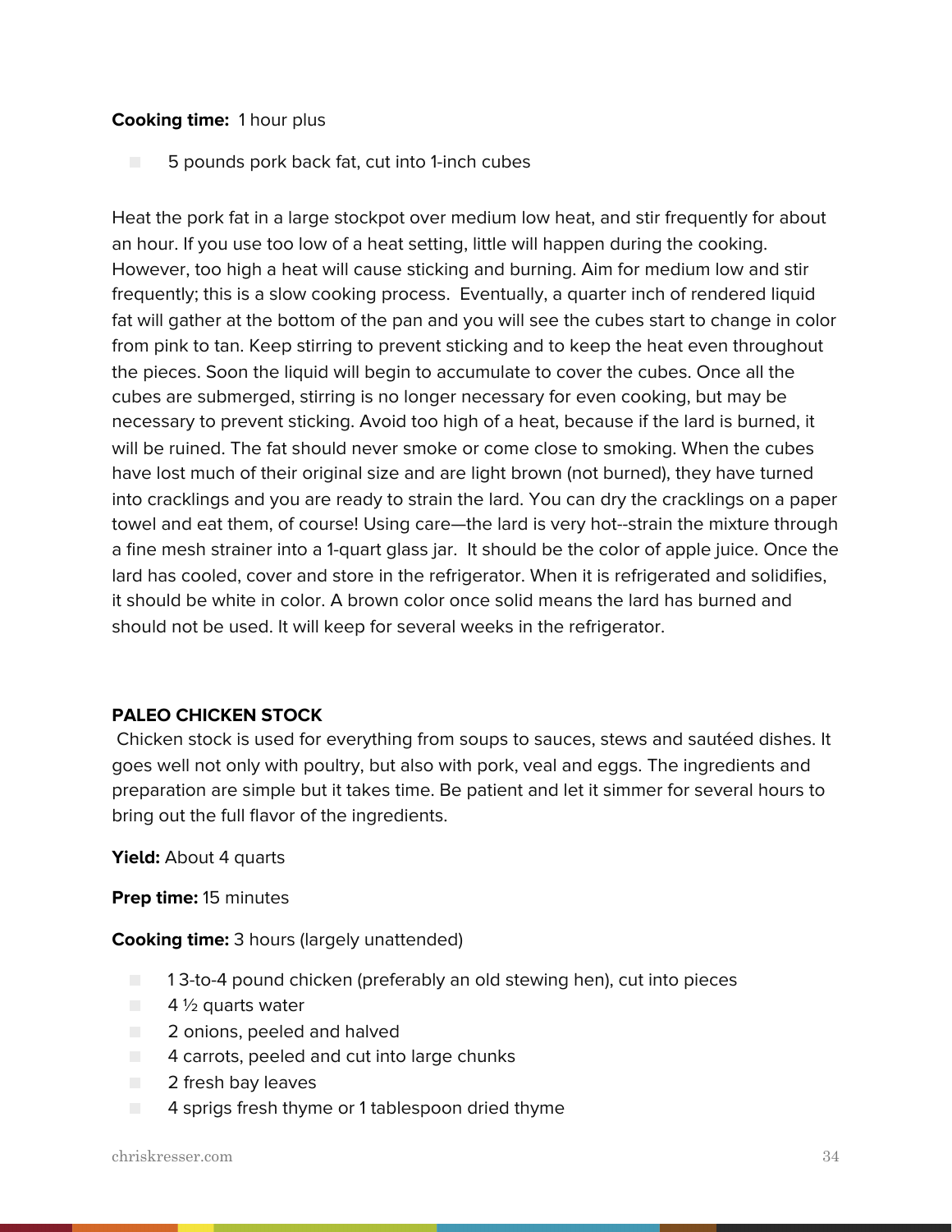**Cooking time:** 1 hour plus

- 5 pounds pork back fat, cut into 1-inch cubes

Heat the pork fat in a large stockpot over medium low heat, and stir frequently for about an hour. If you use too low of a heat setting, little will happen during the cooking. However, too high a heat will cause sticking and burning. Aim for medium low and stir frequently; this is a slow cooking process. Eventually, a quarter inch of rendered liquid fat will gather at the bottom of the pan and you will see the cubes start to change in color from pink to tan. Keep stirring to prevent sticking and to keep the heat even throughout the pieces. Soon the liquid will begin to accumulate to cover the cubes. Once all the cubes are submerged, stirring is no longer necessary for even cooking, but may be necessary to prevent sticking. Avoid too high of a heat, because if the lard is burned, it will be ruined. The fat should never smoke or come close to smoking. When the cubes have lost much of their original size and are light brown (not burned), they have turned into cracklings and you are ready to strain the lard. You can dry the cracklings on a paper towel and eat them, of course! Using care—the lard is very hot--strain the mixture through a fine mesh strainer into a 1-quart glass jar. It should be the color of apple juice. Once the lard has cooled, cover and store in the refrigerator. When it is refrigerated and solidifies, it should be white in color. A brown color once solid means the lard has burned and should not be used. It will keep for several weeks in the refrigerator.

## PALEO CHICKEN STOCK

Chicken stock is used for everything from soups to sauces, stews and sautéed dishes. It goes well not only with poultry, but also with pork, veal and eggs. The ingredients and preparation are simple but it takes time. Be patient and let it simmer for several hours to bring out the full flavor of the ingredients.

**Yield:** About 4 quarts

**Prep time:** 15 minutes

**Cooking time:** 3 hours (largely unattended)

- 1 3-to-4 pound chicken (preferably an old stewing hen), cut into pieces
- 4 ½ quarts water
- 2 onions, peeled and halved
- 4 carrots, peeled and cut into large chunks
- 2 fresh bay leaves
- 4 sprigs fresh thyme or 1 tablespoon dried thyme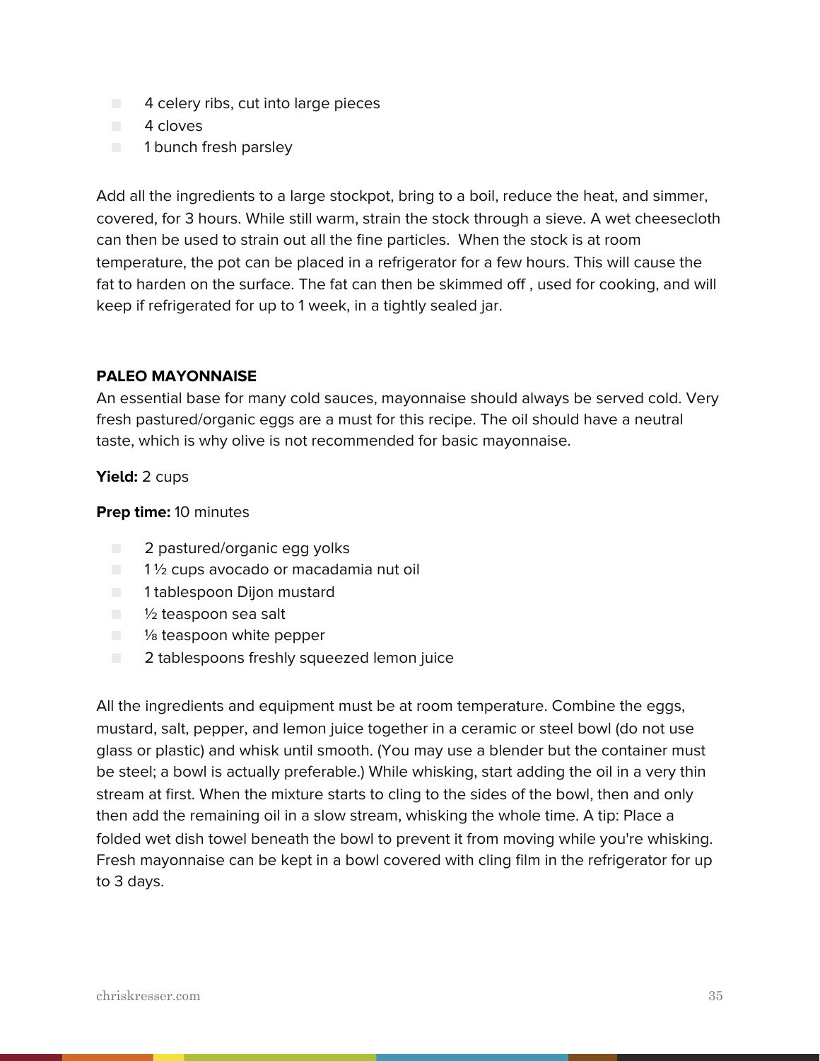- 4 celery ribs, cut into large pieces
- 4 cloves
- 1 bunch fresh parsley

Add all the ingredients to a large stockpot, bring to a boil, reduce the heat, and simmer, covered, for 3 hours. While still warm, strain the stock through a sieve. A wet cheesecloth can then be used to strain out all the fine particles. When the stock is at room temperature, the pot can be placed in a refrigerator for a few hours. This will cause the fat to harden on the surface. The fat can then be skimmed off , used for cooking, and will keep if refrigerated for up to 1 week, in a tightly sealed jar.

**PALEO MAYONNAISE**

An essential base for many cold sauces, mayonnaise should always be served cold. Very fresh pastured/organic eggs are a must for this recipe. The oil should have a neutral taste, which is why olive is not recommended for basic mayonnaise.

**Yield:** 2 cups

**Prep time:** 10 minutes

- 2 pastured/organic egg yolks
- 1 ½ cups avocado or macadamia nut oil
- 1 tablespoon Dijon mustard
- ½ teaspoon sea salt
- ⅛ teaspoon white pepper
- 2 tablespoons freshly squeezed lemon juice

All the ingredients and equipment must be at room temperature. Combine the eggs, mustard, salt, pepper, and lemon juice together in a ceramic or steel bowl (do not use glass or plastic) and whisk until smooth. (You may use a blender but the container must be steel; a bowl is actually preferable.) While whisking, start adding the oil in a very thin stream at first. When the mixture starts to cling to the sides of the bowl, then and only then add the remaining oil in a slow stream, whisking the whole time. A tip: Place a folded wet dish towel beneath the bowl to prevent it from moving while you're whisking. Fresh mayonnaise can be kept in a bowl covered with cling film in the refrigerator for up to 3 days.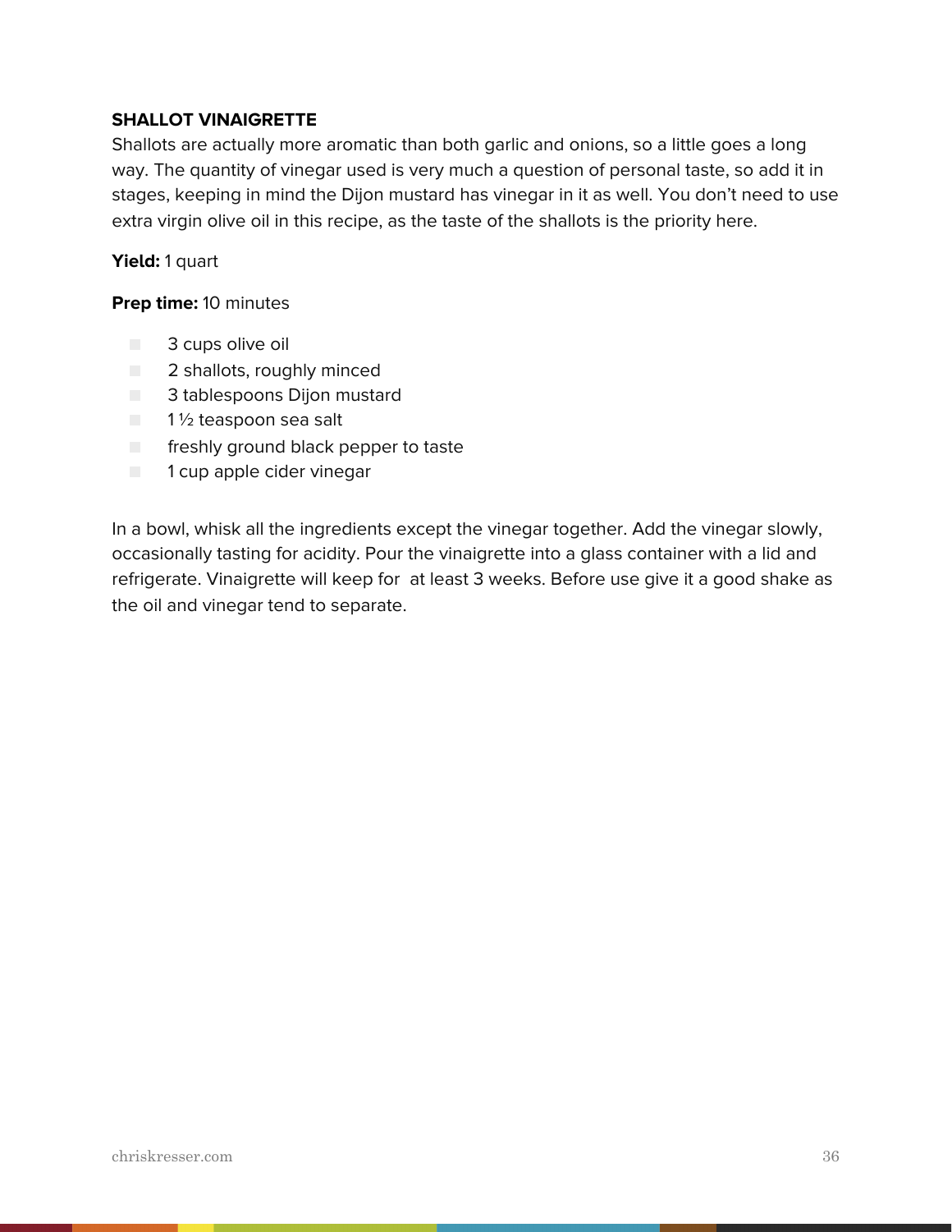### SHALLOT VINAIGRETTE

Shallots are actually more aromatic than both garlic and onions, so a little goes a long way. The quantity of vinegar used is very much a question of personal taste, so add it in stages, keeping in mind the Dijon mustard has vinegar in it as well. You don't need to use extra virgin olive oil in this recipe, as the taste of the shallots is the priority here.

**Yield:** 1 quart

**Prep time:** 10 minutes

- 3 cups olive oil
- 2 shallots, roughly minced
- 3 tablespoons Dijon mustard
- 1 ½ teaspoon sea salt
- freshly ground black pepper to taste
- 1 cup apple cider vinegar

In a bowl, whisk all the ingredients except the vinegar together. Add the vinegar slowly, occasionally tasting for acidity. Pour the vinaigrette into a glass container with a lid and refrigerate. Vinaigrette will keep for at least 3 weeks. Before use give it a good shake as the oil and vinegar tend to separate.